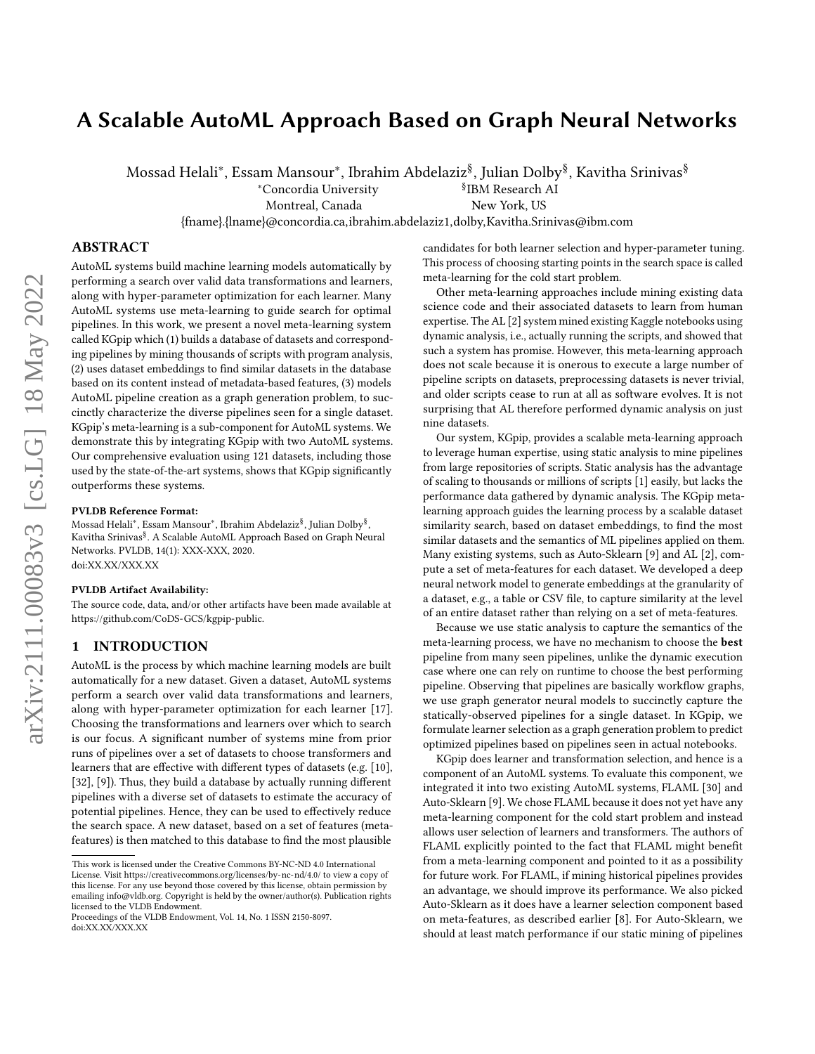# A Scalable AutoML Approach Based on Graph Neural Networks

Mossad Helali*, Essam Mansour*, Ibrahim Abdelaziz§, Julian Dolby§, Kavitha Srinivas§

*Concordia University, Montreal, Canada

§IBM Research AI, New York, US

{fname}.{lname}@concordia.ca,ibrahim.abdelaziz1,dolby,Kavitha.Srinivas@ibm.com

## ABSTRACT

AutoML systems build machine learning models automatically by performing a search over valid data transformations and learners, along with hyper-parameter optimization for each learner. Many AutoML systems use meta-learning to guide search for optimal pipelines. In this work, we present a novel meta-learning system called KGpip which (1) builds a database of datasets and corresponding pipelines by mining thousands of scripts with program analysis, (2) uses dataset embeddings to find similar datasets in the database based on its content instead of metadata-based features, (3) models AutoML pipeline creation as a graph generation problem, to succinctly characterize the diverse pipelines seen for a single dataset. KGpip's meta-learning is a sub-component for AutoML systems. We demonstrate this by integrating KGpip with two AutoML systems. Our comprehensive evaluation using 121 datasets, including those used by the state-of-the-art systems, shows that KGpip significantly outperforms these systems.

**PVLDB Reference Format:**
Mossad Helali*, Essam Mansour*, Ibrahim Abdelaziz§, Julian Dolby§, Kavitha Srinivas§. A Scalable AutoML Approach Based on Graph Neural Networks. PVLDB, 14(1): XXX-XXX, 2020.
doi:XX.XX/XXX.XX

**PVLDB Artifact Availability:**
The source code, data, and/or other artifacts have been made available at https://github.com/CoDS-GCS/kgpip-public.

## 1 INTRODUCTION

AutoML is the process by which machine learning models are built automatically for a new dataset. Given a dataset, AutoML systems perform a search over valid data transformations and learners, along with hyper-parameter optimization for each learner [17]. Choosing the transformations and learners over which to search is our focus. A significant number of systems mine from prior runs of pipelines over a set of datasets to choose transformers and learners that are effective with different types of datasets (e.g. [10], [32], [9]). Thus, they build a database by actually running different pipelines with a diverse set of datasets to estimate the accuracy of potential pipelines. Hence, they can be used to effectively reduce the search space. A new dataset, based on a set of features (meta-features) is then matched to this database to find the most plausible candidates for both learner selection and hyper-parameter tuning. This process of choosing starting points in the search space is called meta-learning for the cold start problem.

Other meta-learning approaches include mining existing data science code and their associated datasets to learn from human expertise. The AL [2] system mined existing Kaggle notebooks using dynamic analysis, i.e., actually running the scripts, and showed that such a system has promise. However, this meta-learning approach does not scale because it is onerous to execute a large number of pipeline scripts on datasets, preprocessing datasets is never trivial, and older scripts cease to run at all as software evolves. It is not surprising that AL therefore performed dynamic analysis on just nine datasets.

Our system, KGpip, provides a scalable meta-learning approach to leverage human expertise, using static analysis to mine pipelines from large repositories of scripts. Static analysis has the advantage of scaling to thousands or millions of scripts [1] easily, but lacks the performance data gathered by dynamic analysis. The KGpip meta-learning approach guides the learning process by a scalable dataset similarity search, based on dataset embeddings, to find the most similar datasets and the semantics of ML pipelines applied on them. Many existing systems, such as Auto-Sklearn [9] and AL [2], compute a set of meta-features for each dataset. We developed a deep neural network model to generate embeddings at the granularity of a dataset, e.g., a table or CSV file, to capture similarity at the level of an entire dataset rather than relying on a set of meta-features.

Because we use static analysis to capture the semantics of the meta-learning process, we have no mechanism to choose the **best** pipeline from many seen pipelines, unlike the dynamic execution case where one can rely on runtime to choose the best performing pipeline. Observing that pipelines are basically workflow graphs, we use graph generator neural models to succinctly capture the statically-observed pipelines for a single dataset. In KGpip, we formulate learner selection as a graph generation problem to predict optimized pipelines based on pipelines seen in actual notebooks.

KGpip does learner and transformation selection, and hence is a component of an AutoML systems. To evaluate this component, we integrated it into two existing AutoML systems, FLAML [30] and Auto-Sklearn [9]. We chose FLAML because it does not yet have any meta-learning component for the cold start problem and instead allows user selection of learners and transformers. The authors of FLAML explicitly pointed to the fact that FLAML might benefit from a meta-learning component and pointed to it as a possibility for future work. For FLAML, if mining historical pipelines provides an advantage, we should improve its performance. We also picked Auto-Sklearn as it does have a learner selection component based on meta-features, as described earlier [8]. For Auto-Sklearn, we should at least match performance if our static mining of pipelines

---

This work is licensed under the Creative Commons BY-NC-ND 4.0 International License. Visit https://creativecommons.org/licenses/by-nc-nd/4.0/ to view a copy of this license. For any use beyond those covered by this license, obtain permission by emailing info@vldb.org. Copyright is held by the owner/author(s). Publication rights licensed to the VLDB Endowment.
Proceedings of the VLDB Endowment, Vol. 14, No. 1 ISSN 2150-8097.
doi:XX.XX/XXX.XX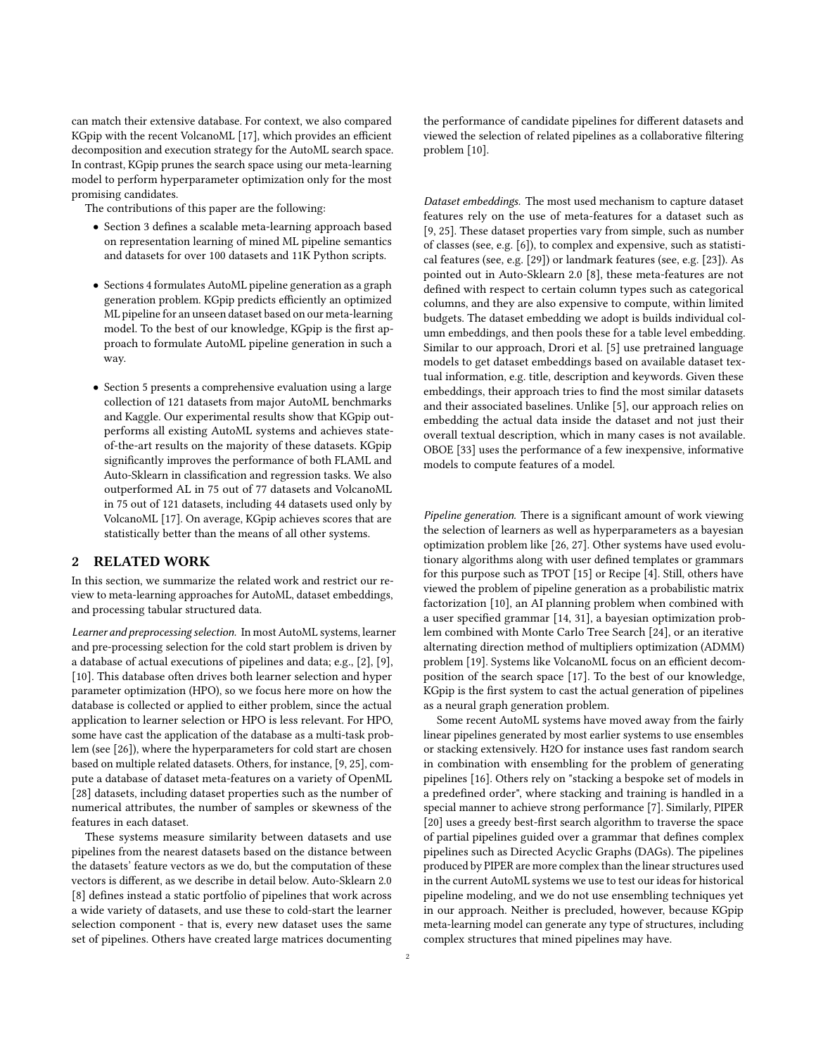can match their extensive database. For context, we also compared KGpip with the recent VolcanoML [17], which provides an efficient decomposition and execution strategy for the AutoML search space. In contrast, KGpip prunes the search space using our meta-learning model to perform hyperparameter optimization only for the most promising candidates.

The contributions of this paper are the following:

- Section 3 defines a scalable meta-learning approach based on representation learning of mined ML pipeline semantics and datasets for over 100 datasets and 11K Python scripts.
- Sections 4 formulates AutoML pipeline generation as a graph generation problem. KGpip predicts efficiently an optimized ML pipeline for an unseen dataset based on our meta-learning model. To the best of our knowledge, KGpip is the first approach to formulate AutoML pipeline generation in such a way.
- Section 5 presents a comprehensive evaluation using a large collection of 121 datasets from major AutoML benchmarks and Kaggle. Our experimental results show that KGpip outperforms all existing AutoML systems and achieves state-of-the-art results on the majority of these datasets. KGpip significantly improves the performance of both FLAML and Auto-Sklearn in classification and regression tasks. We also outperformed AL in 75 out of 77 datasets and VolcanoML in 75 out of 121 datasets, including 44 datasets used only by VolcanoML [17]. On average, KGpip achieves scores that are statistically better than the means of all other systems.

## 2 RELATED WORK

In this section, we summarize the related work and restrict our review to meta-learning approaches for AutoML, dataset embeddings, and processing tabular structured data.

*Learner and preprocessing selection.* In most AutoML systems, learner and pre-processing selection for the cold start problem is driven by a database of actual executions of pipelines and data; e.g., [2], [9], [10]. This database often drives both learner selection and hyper parameter optimization (HPO), so we focus here more on how the database is collected or applied to either problem, since the actual application to learner selection or HPO is less relevant. For HPO, some have cast the application of the database as a multi-task problem (see [26]), where the hyperparameters for cold start are chosen based on multiple related datasets. Others, for instance, [9, 25], compute a database of dataset meta-features on a variety of OpenML [28] datasets, including dataset properties such as the number of numerical attributes, the number of samples or skewness of the features in each dataset.

These systems measure similarity between datasets and use pipelines from the nearest datasets based on the distance between the datasets' feature vectors as we do, but the computation of these vectors is different, as we describe in detail below. Auto-Sklearn 2.0 [8] defines instead a static portfolio of pipelines that work across a wide variety of datasets, and use these to cold-start the learner selection component - that is, every new dataset uses the same set of pipelines. Others have created large matrices documenting the performance of candidate pipelines for different datasets and viewed the selection of related pipelines as a collaborative filtering problem [10].

*Dataset embeddings.* The most used mechanism to capture dataset features rely on the use of meta-features for a dataset such as [9, 25]. These dataset properties vary from simple, such as number of classes (see, e.g. [6]), to complex and expensive, such as statistical features (see, e.g. [29]) or landmark features (see, e.g. [23]). As pointed out in Auto-Sklearn 2.0 [8], these meta-features are not defined with respect to certain column types such as categorical columns, and they are also expensive to compute, within limited budgets. The dataset embedding we adopt is builds individual column embeddings, and then pools these for a table level embedding. Similar to our approach, Drori et al. [5] use pretrained language models to get dataset embeddings based on available dataset textual information, e.g. title, description and keywords. Given these embeddings, their approach tries to find the most similar datasets and their associated baselines. Unlike [5], our approach relies on embedding the actual data inside the dataset and not just their overall textual description, which in many cases is not available. OBOE [33] uses the performance of a few inexpensive, informative models to compute features of a model.

*Pipeline generation.* There is a significant amount of work viewing the selection of learners as well as hyperparameters as a bayesian optimization problem like [26, 27]. Other systems have used evolutionary algorithms along with user defined templates or grammars for this purpose such as TPOT [15] or Recipe [4]. Still, others have viewed the problem of pipeline generation as a probabilistic matrix factorization [10], an AI planning problem when combined with a user specified grammar [14, 31], a bayesian optimization problem combined with Monte Carlo Tree Search [24], or an iterative alternating direction method of multipliers optimization (ADMM) problem [19]. Systems like VolcanoML focus on an efficient decomposition of the search space [17]. To the best of our knowledge, KGpip is the first system to cast the actual generation of pipelines as a neural graph generation problem.

Some recent AutoML systems have moved away from the fairly linear pipelines generated by most earlier systems to use ensembles or stacking extensively. H2O for instance uses fast random search in combination with ensembling for the problem of generating pipelines [16]. Others rely on "stacking a bespoke set of models in a predefined order", where stacking and training is handled in a special manner to achieve strong performance [7]. Similarly, PIPER [20] uses a greedy best-first search algorithm to traverse the space of partial pipelines guided over a grammar that defines complex pipelines such as Directed Acyclic Graphs (DAGs). The pipelines produced by PIPER are more complex than the linear structures used in the current AutoML systems we use to test our ideas for historical pipeline modeling, and we do not use ensembling techniques yet in our approach. Neither is precluded, however, because KGpip meta-learning model can generate any type of structures, including complex structures that mined pipelines may have.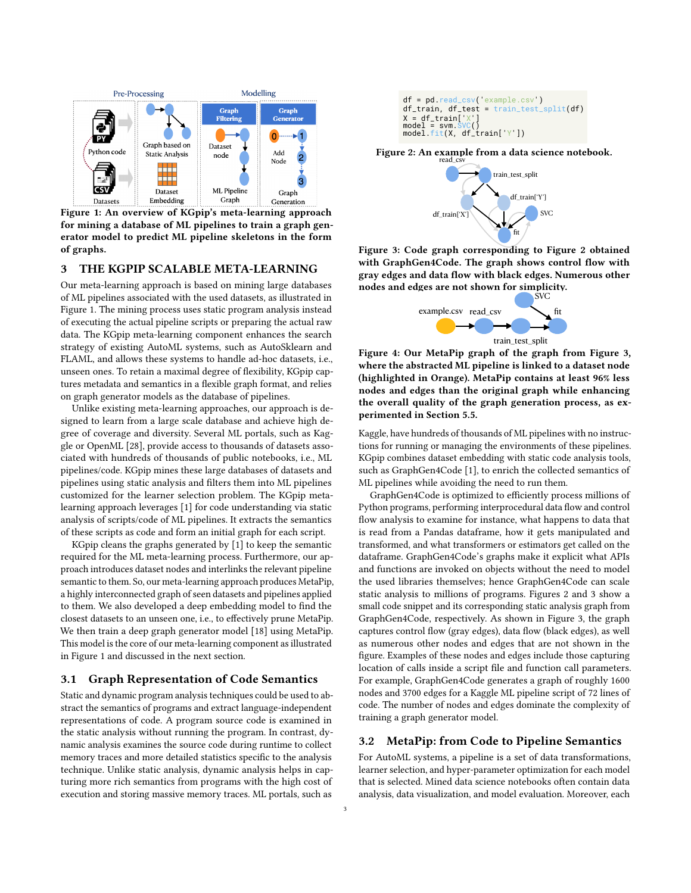Figure 1: An overview of KGpip's meta-learning approach for mining a database of ML pipelines to train a graph generator model to predict ML pipeline skeletons in the form of graphs.

## 3 THE KGPIP SCALABLE META-LEARNING

Our meta-learning approach is based on mining large databases of ML pipelines associated with the used datasets, as illustrated in Figure 1. The mining process uses static program analysis instead of executing the actual pipeline scripts or preparing the actual raw data. The KGpip meta-learning component enhances the search strategy of existing AutoML systems, such as AutoSklearn and FLAML, and allows these systems to handle ad-hoc datasets, i.e., unseen ones. To retain a maximal degree of flexibility, KGpip captures metadata and semantics in a flexible graph format, and relies on graph generator models as the database of pipelines.

Unlike existing meta-learning approaches, our approach is designed to learn from a large scale database and achieve high degree of coverage and diversity. Several ML portals, such as Kaggle or OpenML [28], provide access to thousands of datasets associated with hundreds of thousands of public notebooks, i.e., ML pipelines/code. KGpip mines these large databases of datasets and pipelines using static analysis and filters them into ML pipelines customized for the learner selection problem. The KGpip meta-learning approach leverages [1] for code understanding via static analysis of scripts/code of ML pipelines. It extracts the semantics of these scripts as code and form an initial graph for each script.

KGpip cleans the graphs generated by [1] to keep the semantic required for the ML meta-learning process. Furthermore, our approach introduces dataset nodes and interlinks the relevant pipeline semantic to them. So, our meta-learning approach produces MetaPip, a highly interconnected graph of seen datasets and pipelines applied to them. We also developed a deep embedding model to find the closest datasets to an unseen one, i.e., to effectively prune MetaPip. We then train a deep graph generator model [18] using MetaPip. This model is the core of our meta-learning component as illustrated in Figure 1 and discussed in the next section.

### 3.1 Graph Representation of Code Semantics

Static and dynamic program analysis techniques could be used to abstract the semantics of programs and extract language-independent representations of code. A program source code is examined in the static analysis without running the program. In contrast, dynamic analysis examines the source code during runtime to collect memory traces and more detailed statistics specific to the analysis technique. Unlike static analysis, dynamic analysis helps in capturing more rich semantics from programs with the high cost of execution and storing massive memory traces. ML portals, such as Kaggle, have hundreds of thousands of ML pipelines with no instructions for running or managing the environments of these pipelines. KGpip combines dataset embedding with static code analysis tools, such as GraphGen4Code [1], to enrich the collected semantics of ML pipelines while avoiding the need to run them.

```
df = pd.read_csv('example.csv')
df_train, df_test = train_test_split(df)
X = df_train['X']
model = svm.SVC()
model.fit(X, df_train['Y'])
```

Figure 2: An example from a data science notebook.

Figure 3: Code graph corresponding to Figure 2 obtained with GraphGen4Code. The graph shows control flow with gray edges and data flow with black edges. Numerous other nodes and edges are not shown for simplicity.

Figure 4: Our MetaPip graph of the graph from Figure 3, where the abstracted ML pipeline is linked to a dataset node (highlighted in Orange). MetaPip contains at least 96% less nodes and edges than the original graph while enhancing the overall quality of the graph generation process, as experimented in Section 5.5.

GraphGen4Code is optimized to efficiently process millions of Python programs, performing interprocedural data flow and control flow analysis to examine for instance, what happens to data that is read from a Pandas dataframe, how it gets manipulated and transformed, and what transformers or estimators get called on the dataframe. GraphGen4Code's graphs make it explicit what APIs and functions are invoked on objects without the need to model the used libraries themselves; hence GraphGen4Code can scale static analysis to millions of programs. Figures 2 and 3 show a small code snippet and its corresponding static analysis graph from GraphGen4Code, respectively. As shown in Figure 3, the graph captures control flow (gray edges), data flow (black edges), as well as numerous other nodes and edges that are not shown in the figure. Examples of these nodes and edges include those capturing location of calls inside a script file and function call parameters. For example, GraphGen4Code generates a graph of roughly 1600 nodes and 3700 edges for a Kaggle ML pipeline script of 72 lines of code. The number of nodes and edges dominate the complexity of training a graph generator model.

### 3.2 MetaPip: from Code to Pipeline Semantics

For AutoML systems, a pipeline is a set of data transformations, learner selection, and hyper-parameter optimization for each model that is selected. Mined data science notebooks often contain data analysis, data visualization, and model evaluation. Moreover, each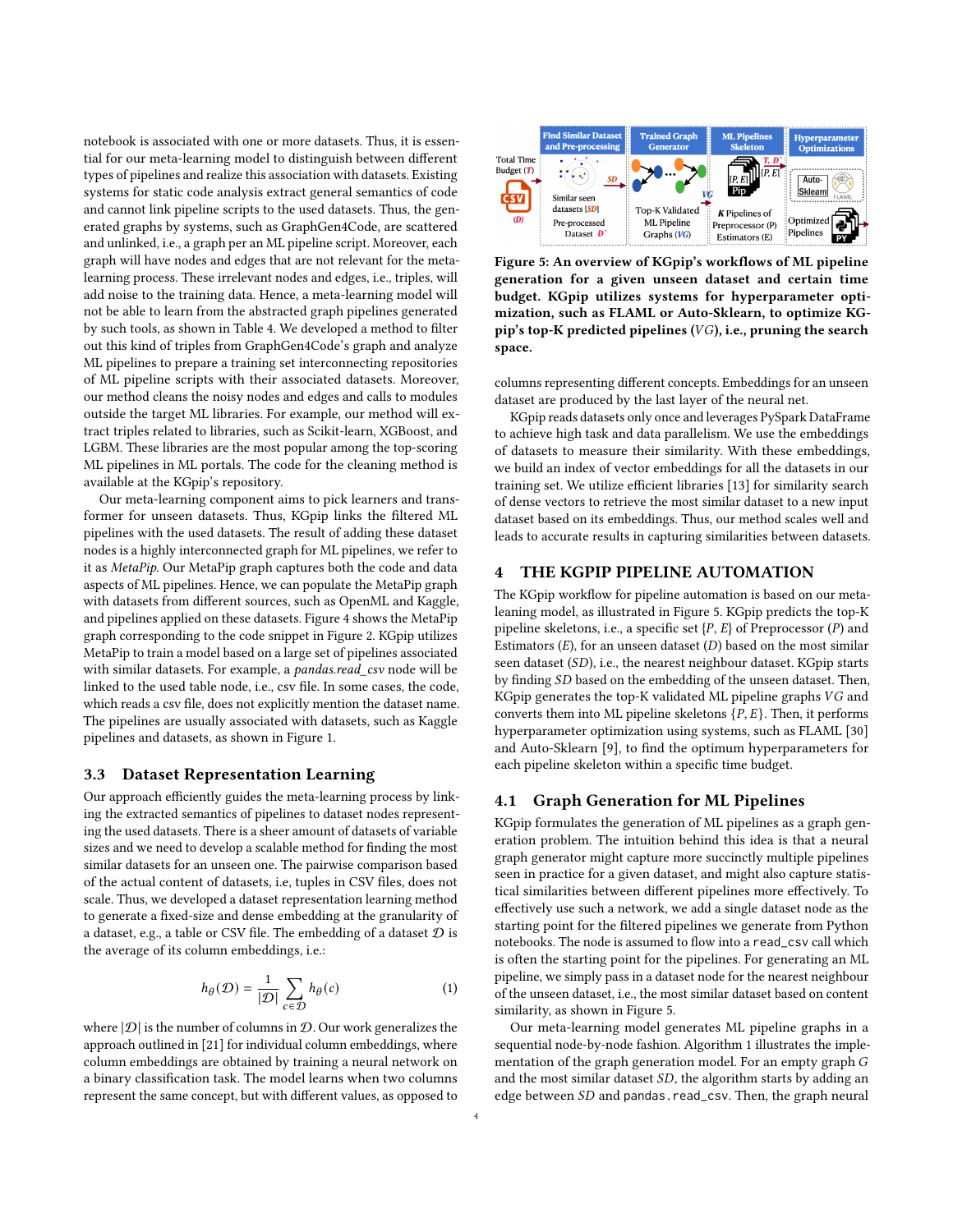notebook is associated with one or more datasets. Thus, it is essential for our meta-learning model to distinguish between different types of pipelines and realize this association with datasets. Existing systems for static code analysis extract general semantics of code and cannot link pipeline scripts to the used datasets. Thus, the generated graphs by systems, such as GraphGen4Code, are scattered and unlinked, i.e., a graph per an ML pipeline script. Moreover, each graph will have nodes and edges that are not relevant for the meta-learning process. These irrelevant nodes and edges, i.e., triples, will add noise to the training data. Hence, a meta-learning model will not be able to learn from the abstracted graph pipelines generated by such tools, as shown in Table 4. We developed a method to filter out this kind of triples from GraphGen4Code's graph and analyze ML pipelines to prepare a training set interconnecting repositories of ML pipeline scripts with their associated datasets. Moreover, our method cleans the noisy nodes and edges and calls to modules outside the target ML libraries. For example, our method will extract triples related to libraries, such as Scikit-learn, XGBoost, and LGBM. These libraries are the most popular among the top-scoring ML pipelines in ML portals. The code for the cleaning method is available at the KGpip's repository.

Our meta-learning component aims to pick learners and transformer for unseen datasets. Thus, KGpip links the filtered ML pipelines with the used datasets. The result of adding these dataset nodes is a highly interconnected graph for ML pipelines, we refer to it as *MetaPip*. Our MetaPip graph captures both the code and data aspects of ML pipelines. Hence, we can populate the MetaPip graph with datasets from different sources, such as OpenML and Kaggle, and pipelines applied on these datasets. Figure 4 shows the MetaPip graph corresponding to the code snippet in Figure 2. KGpip utilizes MetaPip to train a model based on a large set of pipelines associated with similar datasets. For example, a *pandas.read_csv* node will be linked to the used table node, i.e., csv file. In some cases, the code, which reads a csv file, does not explicitly mention the dataset name. The pipelines are usually associated with datasets, such as Kaggle pipelines and datasets, as shown in Figure 1.

### 3.3 Dataset Representation Learning

Our approach efficiently guides the meta-learning process by linking the extracted semantics of pipelines to dataset nodes representing the used datasets. There is a sheer amount of datasets of variable sizes and we need to develop a scalable method for finding the most similar datasets for an unseen one. The pairwise comparison based of the actual content of datasets, i.e, tuples in CSV files, does not scale. Thus, we developed a dataset representation learning method to generate a fixed-size and dense embedding at the granularity of a dataset, e.g., a table or CSV file. The embedding of a dataset $\mathcal{D}$ is the average of its column embeddings, i.e.:

$$h_\theta(\mathcal{D}) = \frac{1}{|\mathcal{D}|} \sum_{c \in \mathcal{D}} h_\theta(c) \tag{1}$$

where $|\mathcal{D}|$ is the number of columns in $\mathcal{D}$. Our work generalizes the approach outlined in [21] for individual column embeddings, where column embeddings are obtained by training a neural network on a binary classification task. The model learns when two columns represent the same concept, but with different values, as opposed to columns representing different concepts. Embeddings for an unseen dataset are produced by the last layer of the neural net.

KGpip reads datasets only once and leverages PySpark DataFrame to achieve high task and data parallelism. We use the embeddings of datasets to measure their similarity. With these embeddings, we build an index of vector embeddings for all the datasets in our training set. We utilize efficient libraries [13] for similarity search of dense vectors to retrieve the most similar dataset to a new input dataset based on its embeddings. Thus, our method scales well and leads to accurate results in capturing similarities between datasets.

Figure 5: An overview of KGpip's workflows of ML pipeline generation for a given unseen dataset and certain time budget. KGpip utilizes systems for hyperparameter optimization, such as FLAML or Auto-Sklearn, to optimize KGpip's top-K predicted pipelines ($VG$), i.e., pruning the search space.

## 4 THE KGPIP PIPELINE AUTOMATION

The KGpip workflow for pipeline automation is based on our meta-leaning model, as illustrated in Figure 5. KGpip predicts the top-K pipeline skeletons, i.e., a specific set $\{P, E\}$ of Preprocessor ($P$) and Estimators ($E$), for an unseen dataset ($D$) based on the most similar seen dataset ($SD$), i.e., the nearest neighbour dataset. KGpip starts by finding $SD$ based on the embedding of the unseen dataset. Then, KGpip generates the top-K validated ML pipeline graphs $VG$ and converts them into ML pipeline skeletons $\{P, E\}$. Then, it performs hyperparameter optimization using systems, such as FLAML [30] and Auto-Sklearn [9], to find the optimum hyperparameters for each pipeline skeleton within a specific time budget.

### 4.1 Graph Generation for ML Pipelines

KGpip formulates the generation of ML pipelines as a graph generation problem. The intuition behind this idea is that a neural graph generator might capture more succinctly multiple pipelines seen in practice for a given dataset, and might also capture statistical similarities between different pipelines more effectively. To effectively use such a network, we add a single dataset node as the starting point for the filtered pipelines we generate from Python notebooks. The node is assumed to flow into a `read_csv` call which is often the starting point for the pipelines. For generating an ML pipeline, we simply pass in a dataset node for the nearest neighbour of the unseen dataset, i.e., the most similar dataset based on content similarity, as shown in Figure 5.

Our meta-learning model generates ML pipeline graphs in a sequential node-by-node fashion. Algorithm 1 illustrates the implementation of the graph generation model. For an empty graph $G$ and the most similar dataset $SD$, the algorithm starts by adding an edge between $SD$ and `pandas.read_csv`. Then, the graph neural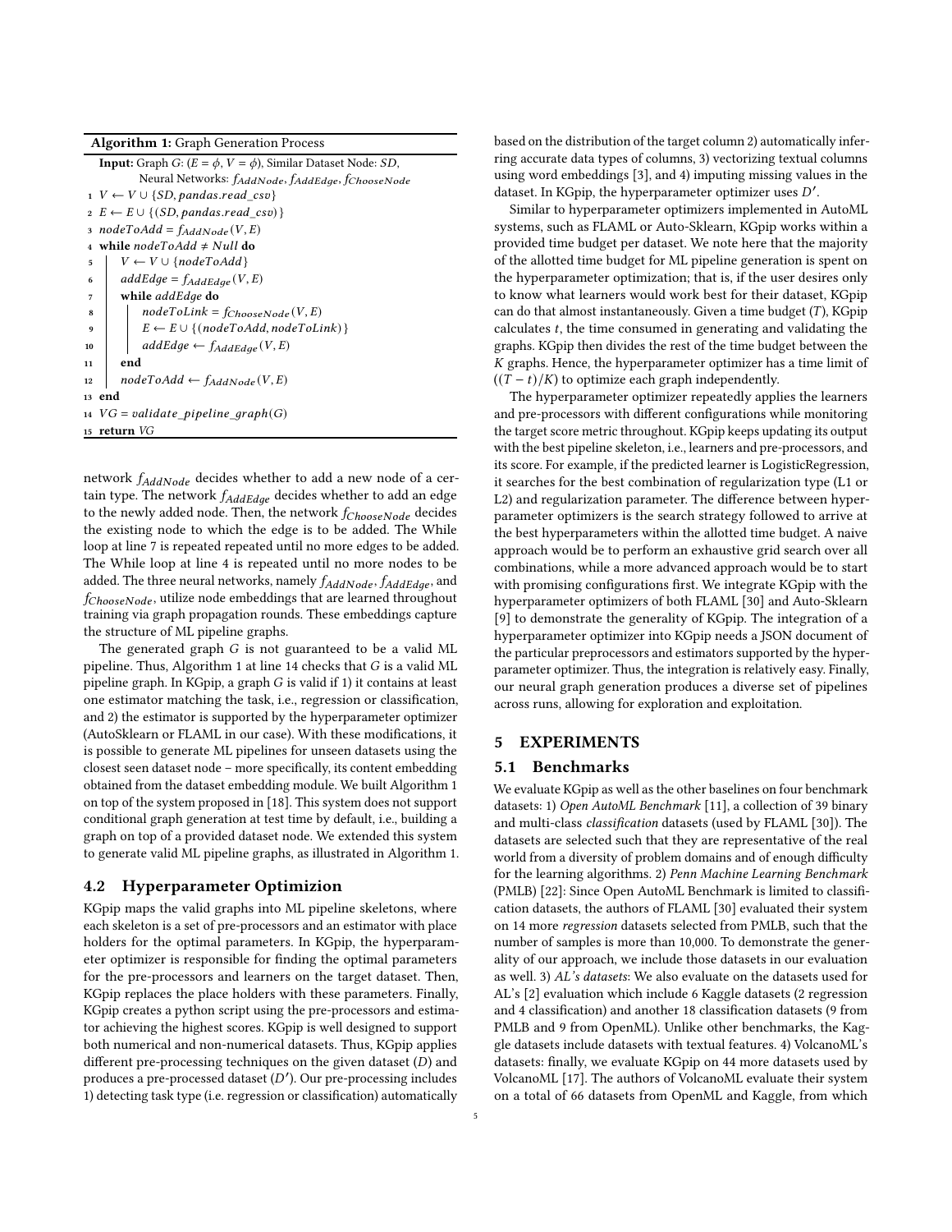**Algorithm 1:** Graph Generation Process

**Input:** Graph $G$: $(E = \phi, V = \phi)$, Similar Dataset Node: $SD$, Neural Networks: $f_{AddNode}, f_{AddEdge}, f_{ChooseNode}$

```
1  V ← V ∪ {SD, pandas.read_csv}
2  E ← E ∪ {(SD, pandas.read_csv)}
3  nodeToAdd = f_AddNode(V, E)
4  while nodeToAdd ≠ Null do
5      V ← V ∪ {nodeToAdd}
6      addEdge = f_AddEdge(V, E)
7      while addEdge do
8          nodeToLink = f_ChooseNode(V, E)
9          E ← E ∪ {(nodeToAdd, nodeToLink)}
10         addEdge ← f_AddEdge(V, E)
11     end
12     nodeToAdd ← f_AddNode(V, E)
13 end
14 VG = validate_pipeline_graph(G)
15 return VG
```

network $f_{AddNode}$ decides whether to add a new node of a certain type. The network $f_{AddEdge}$ decides whether to add an edge to the newly added node. Then, the network $f_{ChooseNode}$ decides the existing node to which the edge is to be added. The While loop at line 7 is repeated repeated until no more edges to be added. The While loop at line 4 is repeated until no more nodes to be added. The three neural networks, namely $f_{AddNode}$, $f_{AddEdge}$, and $f_{ChooseNode}$, utilize node embeddings that are learned throughout training via graph propagation rounds. These embeddings capture the structure of ML pipeline graphs.

The generated graph $G$ is not guaranteed to be a valid ML pipeline. Thus, Algorithm 1 at line 14 checks that $G$ is a valid ML pipeline graph. In KGpip, a graph $G$ is valid if 1) it contains at least one estimator matching the task, i.e., regression or classification, and 2) the estimator is supported by the hyperparameter optimizer (AutoSklearn or FLAML in our case). With these modifications, it is possible to generate ML pipelines for unseen datasets using the closest seen dataset node – more specifically, its content embedding obtained from the dataset embedding module. We built Algorithm 1 on top of the system proposed in [18]. This system does not support conditional graph generation at test time by default, i.e., building a graph on top of a provided dataset node. We extended this system to generate valid ML pipeline graphs, as illustrated in Algorithm 1.

## 4.2 Hyperparameter Optimizion

KGpip maps the valid graphs into ML pipeline skeletons, where each skeleton is a set of pre-processors and an estimator with place holders for the optimal parameters. In KGpip, the hyperparameter optimizer is responsible for finding the optimal parameters for the pre-processors and learners on the target dataset. Then, KGpip replaces the place holders with these parameters. Finally, KGpip creates a python script using the pre-processors and estimator achieving the highest scores. KGpip is well designed to support both numerical and non-numerical datasets. Thus, KGpip applies different pre-processing techniques on the given dataset ($D$) and produces a pre-processed dataset ($D'$). Our pre-processing includes 1) detecting task type (i.e. regression or classification) automatically based on the distribution of the target column 2) automatically inferring accurate data types of columns, 3) vectorizing textual columns using word embeddings [3], and 4) imputing missing values in the dataset. In KGpip, the hyperparameter optimizer uses $D'$.

Similar to hyperparameter optimizers implemented in AutoML systems, such as FLAML or Auto-Sklearn, KGpip works within a provided time budget per dataset. We note here that the majority of the allotted time budget for ML pipeline generation is spent on the hyperparameter optimization; that is, if the user desires only to know what learners would work best for their dataset, KGpip can do that almost instantaneously. Given a time budget ($T$), KGpip calculates $t$, the time consumed in generating and validating the graphs. KGpip then divides the rest of the time budget between the $K$ graphs. Hence, the hyperparameter optimizer has a time limit of $((T - t)/K)$ to optimize each graph independently.

The hyperparameter optimizer repeatedly applies the learners and pre-processors with different configurations while monitoring the target score metric throughout. KGpip keeps updating its output with the best pipeline skeleton, i.e., learners and pre-processors, and its score. For example, if the predicted learner is LogisticRegression, it searches for the best combination of regularization type (L1 or L2) and regularization parameter. The difference between hyperparameter optimizers is the search strategy followed to arrive at the best hyperparameters within the allotted time budget. A naive approach would be to perform an exhaustive grid search over all combinations, while a more advanced approach would be to start with promising configurations first. We integrate KGpip with the hyperparameter optimizers of both FLAML [30] and Auto-Sklearn [9] to demonstrate the generality of KGpip. The integration of a hyperparameter optimizer into KGpip needs a JSON document of the particular preprocessors and estimators supported by the hyperparameter optimizer. Thus, the integration is relatively easy. Finally, our neural graph generation produces a diverse set of pipelines across runs, allowing for exploration and exploitation.

# 5 EXPERIMENTS

## 5.1 Benchmarks

We evaluate KGpip as well as the other baselines on four benchmark datasets: 1) *Open AutoML Benchmark* [11], a collection of 39 binary and multi-class *classification* datasets (used by FLAML [30]). The datasets are selected such that they are representative of the real world from a diversity of problem domains and of enough difficulty for the learning algorithms. 2) *Penn Machine Learning Benchmark* (PMLB) [22]: Since Open AutoML Benchmark is limited to classification datasets, the authors of FLAML [30] evaluated their system on 14 more *regression* datasets selected from PMLB, such that the number of samples is more than 10,000. To demonstrate the generality of our approach, we include those datasets in our evaluation as well. 3) *AL's datasets*: We also evaluate on the datasets used for AL's [2] evaluation which include 6 Kaggle datasets (2 regression and 4 classification) and another 18 classification datasets (9 from PMLB and 9 from OpenML). Unlike other benchmarks, the Kaggle datasets include datasets with textual features. 4) VolcanoML's datasets: finally, we evaluate KGpip on 44 more datasets used by VolcanoML [17]. The authors of VolcanoML evaluate their system on a total of 66 datasets from OpenML and Kaggle, from which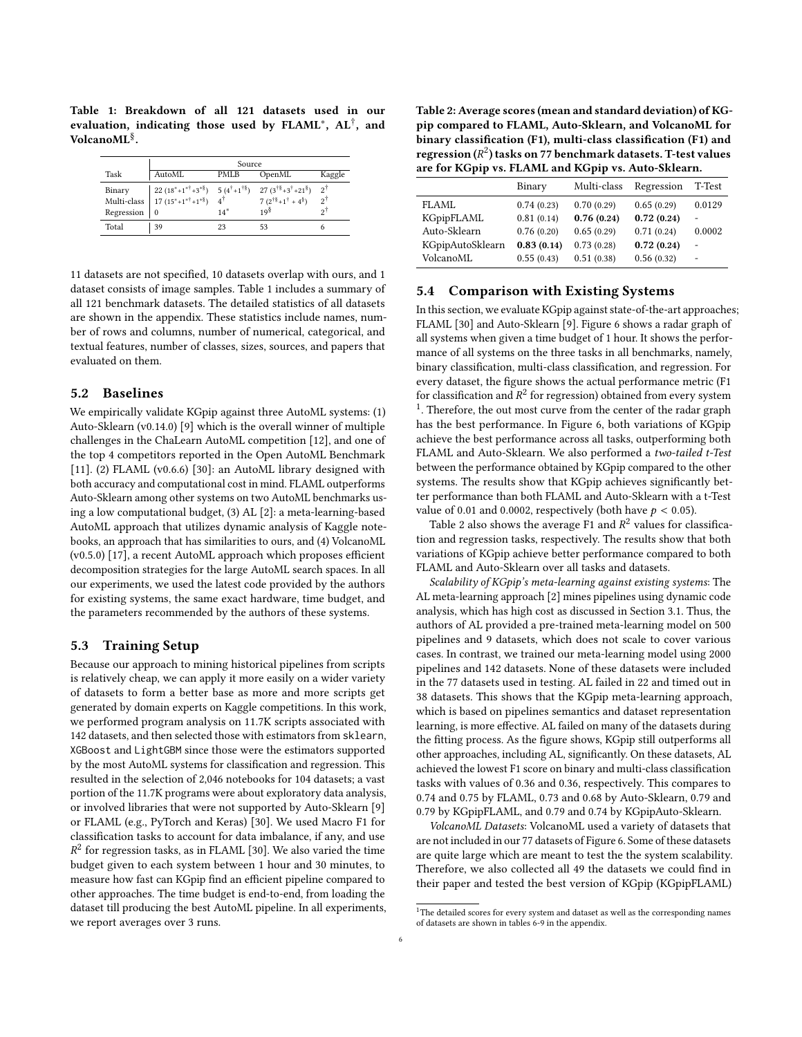**Table 1: Breakdown of all 121 datasets used in our evaluation, indicating those used by FLAML\*, AL†, and VolcanoML§.**

| Task | Source | | | |
|---|---|---|---|---|
| | AutoML | PMLB | OpenML | Kaggle |
| Binary | 22 (18\*+1\*†+3\*§) | 5 (4†+1†§) | 27 (3†§+3†+21§) | 2† |
| Multi-class | 17 (15\*+1\*†+1\*§) | 4† | 7 (2†§+1† + 4§) | 2† |
| Regression | 0 | 14\* | 19§ | 2† |
| Total | 39 | 23 | 53 | 6 |

**Table 2: Average scores (mean and standard deviation) of KGpip compared to FLAML, Auto-Sklearn, and VolcanoML for binary classification (F1), multi-class classification (F1) and regression ($R^2$) tasks on 77 benchmark datasets. T-test values are for KGpip vs. FLAML and KGpip vs. Auto-Sklearn.**

| | Binary | Multi-class | Regression | T-Test |
|---|---|---|---|---|
| FLAML | 0.74 (0.23) | 0.70 (0.29) | 0.65 (0.29) | 0.0129 |
| KGpipFLAML | 0.81 (0.14) | **0.76 (0.24)** | **0.72 (0.24)** | - |
| Auto-Sklearn | 0.76 (0.20) | 0.65 (0.29) | 0.71 (0.24) | 0.0002 |
| KGpipAutoSklearn | **0.83 (0.14)** | 0.73 (0.28) | **0.72 (0.24)** | - |
| VolcanoML | 0.55 (0.43) | 0.51 (0.38) | 0.56 (0.32) | - |

11 datasets are not specified, 10 datasets overlap with ours, and 1 dataset consists of image samples. Table 1 includes a summary of all 121 benchmark datasets. The detailed statistics of all datasets are shown in the appendix. These statistics include names, number of rows and columns, number of numerical, categorical, and textual features, number of classes, sizes, sources, and papers that evaluated on them.

## 5.2 Baselines

We empirically validate KGpip against three AutoML systems: (1) Auto-Sklearn (v0.14.0) [9] which is the overall winner of multiple challenges in the ChaLearn AutoML competition [12], and one of the top 4 competitors reported in the Open AutoML Benchmark [11]. (2) FLAML (v0.6.6) [30]: an AutoML library designed with both accuracy and computational cost in mind. FLAML outperforms Auto-Sklearn among other systems on two AutoML benchmarks using a low computational budget, (3) AL [2]: a meta-learning-based AutoML approach that utilizes dynamic analysis of Kaggle notebooks, an approach that has similarities to ours, and (4) VolcanoML (v0.5.0) [17], a recent AutoML approach which proposes efficient decomposition strategies for the large AutoML search spaces. In all our experiments, we used the latest code provided by the authors for existing systems, the same exact hardware, time budget, and the parameters recommended by the authors of these systems.

## 5.3 Training Setup

Because our approach to mining historical pipelines from scripts is relatively cheap, we can apply it more easily on a wider variety of datasets to form a better base as more and more scripts get generated by domain experts on Kaggle competitions. In this work, we performed program analysis on 11.7K scripts associated with 142 datasets, and then selected those with estimators from `sklearn`, `XGBoost` and `LightGBM` since those were the estimators supported by the most AutoML systems for classification and regression. This resulted in the selection of 2,046 notebooks for 104 datasets; a vast portion of the 11.7K programs were about exploratory data analysis, or involved libraries that were not supported by Auto-Sklearn [9] or FLAML (e.g., PyTorch and Keras) [30]. We used Macro F1 for classification tasks to account for data imbalance, if any, and use $R^2$ for regression tasks, as in FLAML [30]. We also varied the time budget given to each system between 1 hour and 30 minutes, to measure how fast can KGpip find an efficient pipeline compared to other approaches. The time budget is end-to-end, from loading the dataset till producing the best AutoML pipeline. In all experiments, we report averages over 3 runs.

## 5.4 Comparison with Existing Systems

In this section, we evaluate KGpip against state-of-the-art approaches; FLAML [30] and Auto-Sklearn [9]. Figure 6 shows a radar graph of all systems when given a time budget of 1 hour. It shows the performance of all systems on the three tasks in all benchmarks, namely, binary classification, multi-class classification, and regression. For every dataset, the figure shows the actual performance metric (F1 for classification and $R^2$ for regression) obtained from every system [1]. Therefore, the out most curve from the center of the radar graph has the best performance. In Figure 6, both variations of KGpip achieve the best performance across all tasks, outperforming both FLAML and Auto-Sklearn. We also performed a *two-tailed t-Test* between the performance obtained by KGpip compared to the other systems. The results show that KGpip achieves significantly better performance than both FLAML and Auto-Sklearn with a t-Test value of 0.01 and 0.0002, respectively (both have $p < 0.05$).

Table 2 also shows the average F1 and $R^2$ values for classification and regression tasks, respectively. The results show that both variations of KGpip achieve better performance compared to both FLAML and Auto-Sklearn over all tasks and datasets.

*Scalability of KGpip's meta-learning against existing systems*: The AL meta-learning approach [2] mines pipelines using dynamic code analysis, which has high cost as discussed in Section 3.1. Thus, the authors of AL provided a pre-trained meta-learning model on 500 pipelines and 9 datasets, which does not scale to cover various cases. In contrast, we trained our meta-learning model using 2000 pipelines and 142 datasets. None of these datasets were included in the 77 datasets used in testing. AL failed in 22 and timed out in 38 datasets. This shows that the KGpip meta-learning approach, which is based on pipelines semantics and dataset representation learning, is more effective. AL failed on many of the datasets during the fitting process. As the figure shows, KGpip still outperforms all other approaches, including AL, significantly. On these datasets, AL achieved the lowest F1 score on binary and multi-class classification tasks with values of 0.36 and 0.36, respectively. This compares to 0.74 and 0.75 by FLAML, 0.73 and 0.68 by Auto-Sklearn, 0.79 and 0.79 by KGpipFLAML, and 0.79 and 0.74 by KGpipAuto-Sklearn.

*VolcanoML Datasets*: VolcanoML used a variety of datasets that are not included in our 77 datasets of Figure 6. Some of these datasets are quite large which are meant to test the the system scalability. Therefore, we also collected all 49 the datasets we could find in their paper and tested the best version of KGpip (KGpipFLAML)

[1] The detailed scores for every system and dataset as well as the corresponding names of datasets are shown in tables 6-9 in the appendix.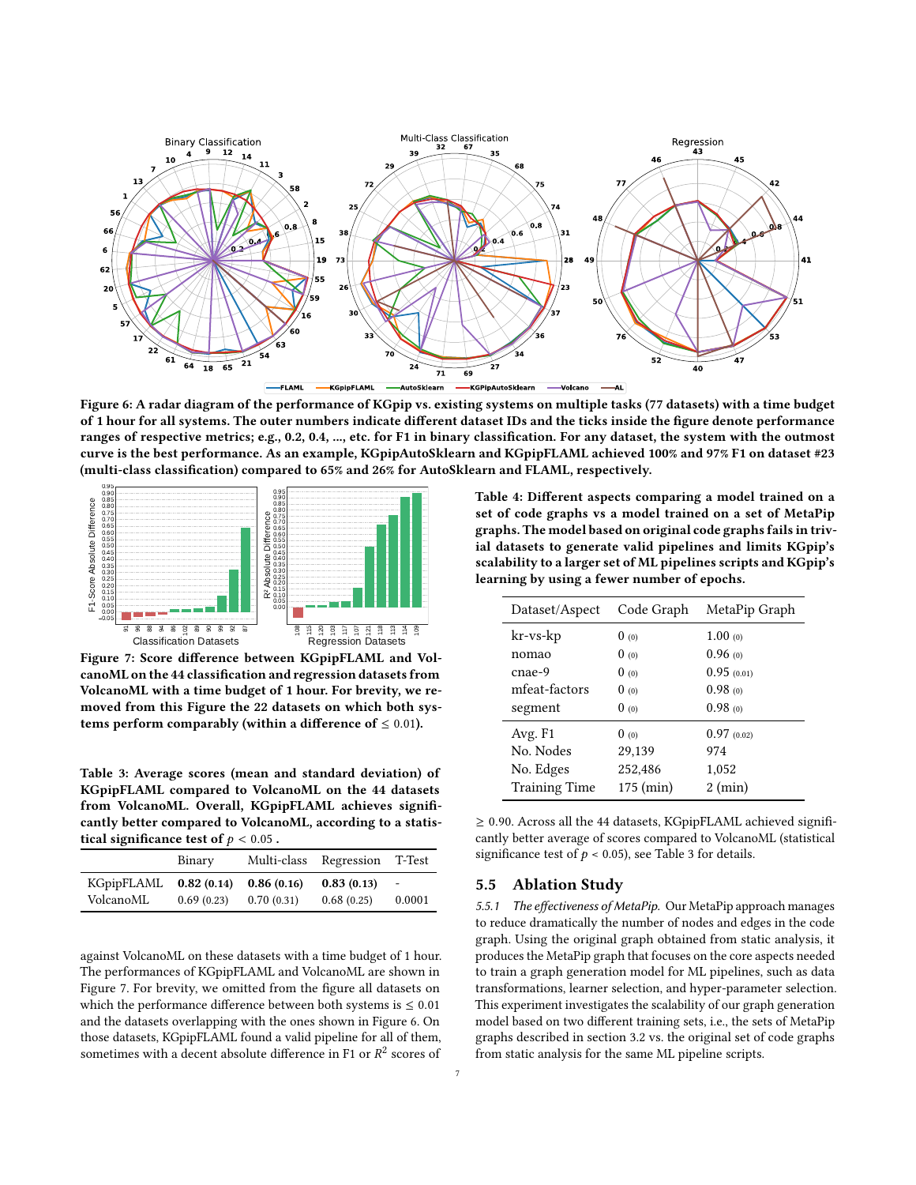Figure 6: A radar diagram of the performance of KGpip vs. existing systems on multiple tasks (77 datasets) with a time budget of 1 hour for all systems. The outer numbers indicate different dataset IDs and the ticks inside the figure denote performance ranges of respective metrics; e.g., 0.2, 0.4, ..., etc. for F1 in binary classification. For any dataset, the system with the outmost curve is the best performance. As an example, KGpipAutoSklearn and KGpipFLAML achieved 100% and 97% F1 on dataset #23 (multi-class classification) compared to 65% and 26% for AutoSklearn and FLAML, respectively.

Figure 7: Score difference between KGpipFLAML and VolcanoML on the 44 classification and regression datasets from VolcanoML with a time budget of 1 hour. For brevity, we removed from this Figure the 22 datasets on which both systems perform comparably (within a difference of $\leq 0.01$).

Table 3: Average scores (mean and standard deviation) of KGpipFLAML compared to VolcanoML on the 44 datasets from VolcanoML. Overall, KGpipFLAML achieves significantly better compared to VolcanoML, according to a statistical significance test of $p < 0.05$ .

| | Binary | Multi-class | Regression | T-Test |
|---|---|---|---|---|
| KGpipFLAML | **0.82 (0.14)** | **0.86 (0.16)** | **0.83 (0.13)** | - |
| VolcanoML | 0.69 (0.23) | 0.70 (0.31) | 0.68 (0.25) | 0.0001 |

against VolcanoML on these datasets with a time budget of 1 hour. The performances of KGpipFLAML and VolcanoML are shown in Figure 7. For brevity, we omitted from the figure all datasets on which the performance difference between both systems is $\leq 0.01$ and the datasets overlapping with the ones shown in Figure 6. On those datasets, KGpipFLAML found a valid pipeline for all of them, sometimes with a decent absolute difference in F1 or $R^2$ scores of $\geq 0.90$. Across all the 44 datasets, KGpipFLAML achieved significantly better average of scores compared to VolcanoML (statistical significance test of $p < 0.05$), see Table 3 for details.

Table 4: Different aspects comparing a model trained on a set of code graphs vs a model trained on a set of MetaPip graphs. The model based on original code graphs fails in trivial datasets to generate valid pipelines and limits KGpip's scalability to a larger set of ML pipelines scripts and KGpip's learning by using a fewer number of epochs.

| Dataset/Aspect | Code Graph | MetaPip Graph |
|---|---|---|
| kr-vs-kp | 0 (0) | 1.00 (0) |
| nomao | 0 (0) | 0.96 (0) |
| cnae-9 | 0 (0) | 0.95 (0.01) |
| mfeat-factors | 0 (0) | 0.98 (0) |
| segment | 0 (0) | 0.98 (0) |
| Avg. F1 | 0 (0) | 0.97 (0.02) |
| No. Nodes | 29,139 | 974 |
| No. Edges | 252,486 | 1,052 |
| Training Time | 175 (min) | 2 (min) |

## 5.5 Ablation Study

*5.5.1 The effectiveness of MetaPip.* Our MetaPip approach manages to reduce dramatically the number of nodes and edges in the code graph. Using the original graph obtained from static analysis, it produces the MetaPip graph that focuses on the core aspects needed to train a graph generation model for ML pipelines, such as data transformations, learner selection, and hyper-parameter selection. This experiment investigates the scalability of our graph generation model based on two different training sets, i.e., the sets of MetaPip graphs described in section 3.2 vs. the original set of code graphs from static analysis for the same ML pipeline scripts.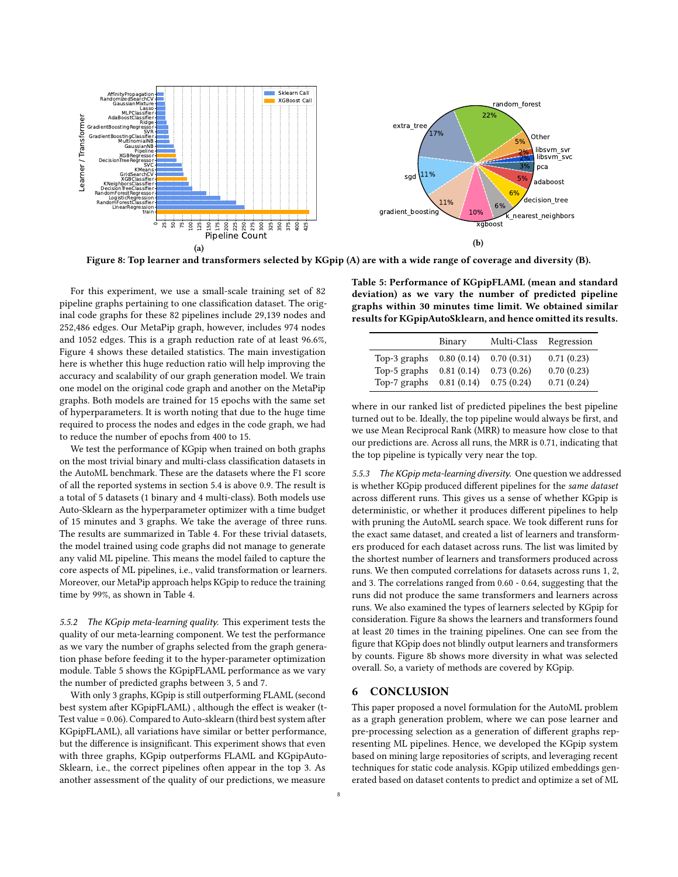Figure 8: Top learner and transformers selected by KGpip (A) are with a wide range of coverage and diversity (B).

For this experiment, we use a small-scale training set of 82 pipeline graphs pertaining to one classification dataset. The original code graphs for these 82 pipelines include 29,139 nodes and 252,486 edges. Our MetaPip graph, however, includes 974 nodes and 1052 edges. This is a graph reduction rate of at least 96.6%, Figure 4 shows these detailed statistics. The main investigation here is whether this huge reduction ratio will help improving the accuracy and scalability of our graph generation model. We train one model on the original code graph and another on the MetaPip graphs. Both models are trained for 15 epochs with the same set of hyperparameters. It is worth noting that due to the huge time required to process the nodes and edges in the code graph, we had to reduce the number of epochs from 400 to 15.

We test the performance of KGpip when trained on both graphs on the most trivial binary and multi-class classification datasets in the AutoML benchmark. These are the datasets where the F1 score of all the reported systems in section 5.4 is above 0.9. The result is a total of 5 datasets (1 binary and 4 multi-class). Both models use Auto-Sklearn as the hyperparameter optimizer with a time budget of 15 minutes and 3 graphs. We take the average of three runs. The results are summarized in Table 4. For these trivial datasets, the model trained using code graphs did not manage to generate any valid ML pipeline. This means the model failed to capture the core aspects of ML pipelines, i.e., valid transformation or learners. Moreover, our MetaPip approach helps KGpip to reduce the training time by 99%, as shown in Table 4.

*5.5.2 The KGpip meta-learning quality.* This experiment tests the quality of our meta-learning component. We test the performance as we vary the number of graphs selected from the graph generation phase before feeding it to the hyper-parameter optimization module. Table 5 shows the KGpipFLAML performance as we vary the number of predicted graphs between 3, 5 and 7.

With only 3 graphs, KGpip is still outperforming FLAML (second best system after KGpipFLAML) , although the effect is weaker (t-Test value = 0.06). Compared to Auto-sklearn (third best system after KGpipFLAML), all variations have similar or better performance, but the difference is insignificant. This experiment shows that even with three graphs, KGpip outperforms FLAML and KGpipAuto-Sklearn, i.e., the correct pipelines often appear in the top 3. As another assessment of the quality of our predictions, we measure where in our ranked list of predicted pipelines the best pipeline turned out to be. Ideally, the top pipeline would always be first, and we use Mean Reciprocal Rank (MRR) to measure how close to that our predictions are. Across all runs, the MRR is 0.71, indicating that the top pipeline is typically very near the top.

**Table 5: Performance of KGpipFLAML (mean and standard deviation) as we vary the number of predicted pipeline graphs within 30 minutes time limit. We obtained similar results for KGpipAutoSklearn, and hence omitted its results.**

| | Binary | Multi-Class | Regression |
|---|---|---|---|
| Top-3 graphs | 0.80 (0.14) | 0.70 (0.31) | 0.71 (0.23) |
| Top-5 graphs | 0.81 (0.14) | 0.73 (0.26) | 0.70 (0.23) |
| Top-7 graphs | 0.81 (0.14) | 0.75 (0.24) | 0.71 (0.24) |

*5.5.3 The KGpip meta-learning diversity.* One question we addressed is whether KGpip produced different pipelines for the *same dataset* across different runs. This gives us a sense of whether KGpip is deterministic, or whether it produces different pipelines to help with pruning the AutoML search space. We took different runs for the exact same dataset, and created a list of learners and transformers produced for each dataset across runs. The list was limited by the shortest number of learners and transformers produced across runs. We then computed correlations for datasets across runs 1, 2, and 3. The correlations ranged from 0.60 - 0.64, suggesting that the runs did not produce the same transformers and learners across runs. We also examined the types of learners selected by KGpip for consideration. Figure 8a shows the learners and transformers found at least 20 times in the training pipelines. One can see from the figure that KGpip does not blindly output learners and transformers by counts. Figure 8b shows more diversity in what was selected overall. So, a variety of methods are covered by KGpip.

## 6 CONCLUSION

This paper proposed a novel formulation for the AutoML problem as a graph generation problem, where we can pose learner and pre-processing selection as a generation of different graphs representing ML pipelines. Hence, we developed the KGpip system based on mining large repositories of scripts, and leveraging recent techniques for static code analysis. KGpip utilized embeddings generated based on dataset contents to predict and optimize a set of ML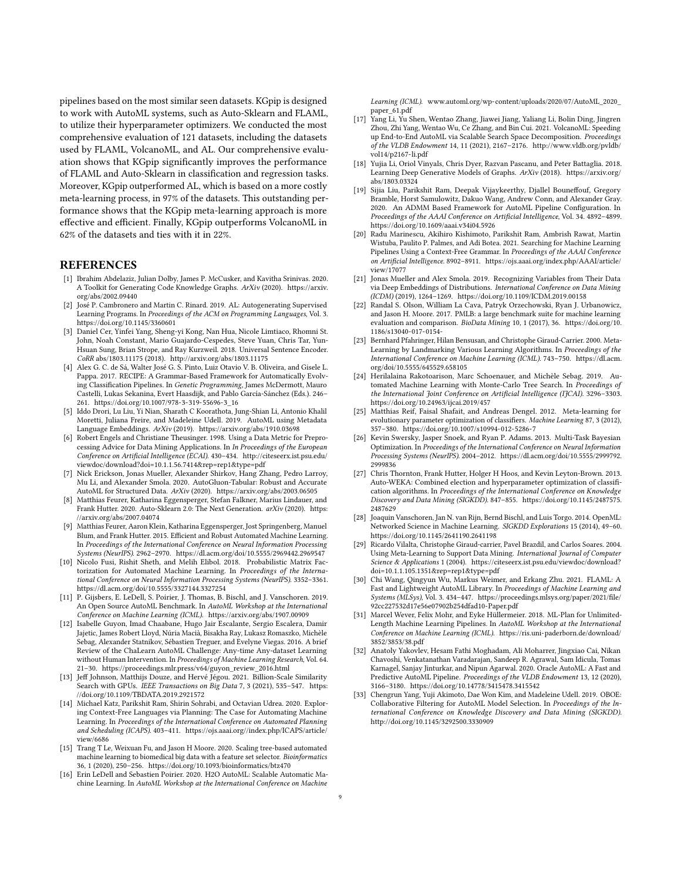pipelines based on the most similar seen datasets. KGpip is designed to work with AutoML systems, such as Auto-Sklearn and FLAML, to utilize their hyperparameter optimizers. We conducted the most comprehensive evaluation of 121 datasets, including the datasets used by FLAML, VolcanoML, and AL. Our comprehensive evaluation shows that KGpip significantly improves the performance of FLAML and Auto-Sklearn in classification and regression tasks. Moreover, KGpip outperformed AL, which is based on a more costly meta-learning process, in 97% of the datasets. This outstanding performance shows that the KGpip meta-learning approach is more effective and efficient. Finally, KGpip outperforms VolcanoML in 62% of the datasets and ties with it in 22%.

## REFERENCES

- [1] Ibrahim Abdelaziz, Julian Dolby, James P. McCusker, and Kavitha Srinivas. 2020. A Toolkit for Generating Code Knowledge Graphs. *ArXiv* (2020). https://arxiv.org/abs/2002.09440
- [2] José P. Cambronero and Martin C. Rinard. 2019. AL: Autogenerating Supervised Learning Programs. In *Proceedings of the ACM on Programming Languages*, Vol. 3. https://doi.org/10.1145/3360601
- [3] Daniel Cer, Yinfei Yang, Sheng-yi Kong, Nan Hua, Nicole Limtiaco, Rhomni St. John, Noah Constant, Mario Guajardo-Cespedes, Steve Yuan, Chris Tar, Yun-Hsuan Sung, Brian Strope, and Ray Kurzweil. 2018. Universal Sentence Encoder. *CoRR* abs/1803.11175 (2018). http://arxiv.org/abs/1803.11175
- [4] Alex G. C. de Sá, Walter José G. S. Pinto, Luiz Otavio V. B. Oliveira, and Gisele L. Pappa. 2017. RECIPE: A Grammar-Based Framework for Automatically Evolving Classification Pipelines. In *Genetic Programming*, James McDermott, Mauro Castelli, Lukas Sekanina, Evert Haasdijk, and Pablo García-Sánchez (Eds.). 246–261. https://doi.org/10.1007/978-3-319-55696-3_16
- [5] Iddo Drori, Lu Liu, Yi Nian, Sharath C Koorathota, Jung-Shian Li, Antonio Khalil Moretti, Juliana Freire, and Madeleine Udell. 2019. AutoML using Metadata Language Embeddings. *ArXiv* (2019). https://arxiv.org/abs/1910.03698
- [6] Robert Engels and Christiane Theusinger. 1998. Using a Data Metric for Preprocessing Advice for Data Mining Applications. In *In Proceedings of the European Conference on Artificial Intelligence (ECAI)*. 430–434. http://citeseerx.ist.psu.edu/viewdoc/download?doi=10.1.1.56.7414&rep=rep1&type=pdf
- [7] Nick Erickson, Jonas Mueller, Alexander Shirkov, Hang Zhang, Pedro Larroy, Mu Li, and Alexander Smola. 2020. AutoGluon-Tabular: Robust and Accurate AutoML for Structured Data. *ArXiv* (2020). https://arxiv.org/abs/2003.06505
- [8] Matthias Feurer, Katharina Eggensperger, Stefan Falkner, Marius Lindauer, and Frank Hutter. 2020. Auto-Sklearn 2.0: The Next Generation. *arXiv* (2020). https://arxiv.org/abs/2007.04074
- [9] Matthias Feurer, Aaron Klein, Katharina Eggensperger, Jost Springenberg, Manuel Blum, and Frank Hutter. 2015. Efficient and Robust Automated Machine Learning. In *Proceedings of the International Conference on Neural Information Processing Systems (NeurIPS)*. 2962–2970. https://dl.acm.org/doi/10.5555/2969442.2969547
- [10] Nicolo Fusi, Rishit Sheth, and Melih Elibol. 2018. Probabilistic Matrix Factorization for Automated Machine Learning. In *Proceedings of the International Conference on Neural Information Processing Systems (NeurIPS)*. 3352–3361. https://dl.acm.org/doi/10.5555/3327144.3327254
- [11] P. Gijsbers, E. LeDell, S. Poirier, J. Thomas, B. Bischl, and J. Vanschoren. 2019. An Open Source AutoML Benchmark. In *AutoML Workshop at the International Conference on Machine Learning (ICML)*. https://arxiv.org/abs/1907.00909
- [12] Isabelle Guyon, Imad Chaabane, Hugo Jair Escalante, Sergio Escalera, Damir Jajetic, James Robert Lloyd, Núria Macià, Bisakha Ray, Lukasz Romaszko, Michèle Sebag, Alexander Statnikov, Sébastien Treguer, and Evelyne Viegas. 2016. A brief Review of the ChaLearn AutoML Challenge: Any-time Any-dataset Learning without Human Intervention. In *Proceedings of Machine Learning Research*, Vol. 64. 21–30. https://proceedings.mlr.press/v64/guyon_review_2016.html
- [13] Jeff Johnson, Matthijs Douze, and Hervé Jégou. 2021. Billion-Scale Similarity Search with GPUs. *IEEE Transactions on Big Data* 7, 3 (2021), 535–547. https://doi.org/10.1109/TBDATA.2019.2921572
- [14] Michael Katz, Parikshit Ram, Shirin Sohrabi, and Octavian Udrea. 2020. Exploring Context-Free Languages via Planning: The Case for Automating Machine Learning. In *Proceedings of the International Conference on Automated Planning and Scheduling (ICAPS)*. 403–411. https://ojs.aaai.org//index.php/ICAPS/article/view/6686
- [15] Trang T Le, Weixuan Fu, and Jason H Moore. 2020. Scaling tree-based automated machine learning to biomedical big data with a feature set selector. *Bioinformatics* 36, 1 (2020), 250–256. https://doi.org/10.1093/bioinformatics/btz470
- [16] Erin LeDell and Sebastien Poirier. 2020. H2O AutoML: Scalable Automatic Machine Learning. In *AutoML Workshop at the International Conference on Machine Learning (ICML)*. www.automl.org/wp-content/uploads/2020/07/AutoML_2020_paper_61.pdf
- [17] Yang Li, Yu Shen, Wentao Zhang, Jiawei Jiang, Yaliang Li, Bolin Ding, Jingren Zhou, Zhi Yang, Wentao Wu, Ce Zhang, and Bin Cui. 2021. VolcanoML: Speeding up End-to-End AutoML via Scalable Search Space Decomposition. *Proceedings of the VLDB Endowment* 14, 11 (2021), 2167–2176. http://www.vldb.org/pvldb/vol14/p2167-li.pdf
- [18] Yujia Li, Oriol Vinyals, Chris Dyer, Razvan Pascanu, and Peter Battaglia. 2018. Learning Deep Generative Models of Graphs. *ArXiv* (2018). https://arxiv.org/abs/1803.03324
- [19] Sijia Liu, Parikshit Ram, Deepak Vijaykeerthy, Djallel Bouneffouf, Gregory Bramble, Horst Samulowitz, Dakuo Wang, Andrew Conn, and Alexander Gray. 2020. An ADMM Based Framework for AutoML Pipeline Configuration. In *Proceedings of the AAAI Conference on Artificial Intelligence*, Vol. 34. 4892–4899. https://doi.org/10.1609/aaai.v34i04.5926
- [20] Radu Marinescu, Akihiro Kishimoto, Parikshit Ram, Ambrish Rawat, Martin Wistuba, Paulito P. Palmes, and Adi Botea. 2021. Searching for Machine Learning Pipelines Using a Context-Free Grammar. In *Proceedings of the AAAI Conference on Artificial Intelligence*. 8902–8911. https://ojs.aaai.org/index.php/AAAI/article/view/17077
- [21] Jonas Mueller and Alex Smola. 2019. Recognizing Variables from Their Data via Deep Embeddings of Distributions. *International Conference on Data Mining (ICDM)* (2019), 1264–1269. https://doi.org/10.1109/ICDM.2019.00158
- [22] Randal S. Olson, William La Cava, Patryk Orzechowski, Ryan J. Urbanowicz, and Jason H. Moore. 2017. PMLB: a large benchmark suite for machine learning evaluation and comparison. *BioData Mining* 10, 1 (2017), 36. https://doi.org/10.1186/s13040-017-0154-
- [23] Bernhard Pfahringer, Hilan Bensusan, and Christophe Giraud-Carrier. 2000. Meta-Learning by Landmarking Various Learning Algorithms. In *Proceedings of the International Conference on Machine Learning (ICML)*. 743–750. https://dl.acm.org/doi/10.5555/645529.658105
- [24] Herilalaina Rakotoarison, Marc Schoenauer, and Michèle Sebag. 2019. Automated Machine Learning with Monte-Carlo Tree Search. In *Proceedings of the International Joint Conference on Artificial Intelligence (IJCAI)*. 3296–3303. https://doi.org/10.24963/ijcai.2019/457
- [25] Matthias Reif, Faisal Shafait, and Andreas Dengel. 2012. Meta-learning for evolutionary parameter optimization of classifiers. *Machine Learning* 87, 3 (2012), 357–380. https://doi.org/10.1007/s10994-012-5286-7
- [26] Kevin Swersky, Jasper Snoek, and Ryan P. Adams. 2013. Multi-Task Bayesian Optimization. In *Proceedings of the International Conference on Neural Information Processing Systems (NeurIPS)*. 2004–2012. https://dl.acm.org/doi/10.5555/2999792.2999836
- [27] Chris Thornton, Frank Hutter, Holger H Hoos, and Kevin Leyton-Brown. 2013. Auto-WEKA: Combined election and hyperparameter optimization of classification algorithms. In *Proceedings of the International Conference on Knowledge Discovery and Data Mining (SIGKDD)*. 847–855. https://doi.org/10.1145/2487575.2487629
- [28] Joaquin Vanschoren, Jan N. van Rijn, Bernd Bischl, and Luis Torgo. 2014. OpenML: Networked Science in Machine Learning. *SIGKDD Explorations* 15 (2014), 49–60. https://doi.org/10.1145/2641190.2641198
- [29] Ricardo Vilalta, Christophe Giraud-carrier, Pavel Brazdil, and Carlos Soares. 2004. Using Meta-Learning to Support Data Mining. *International Journal of Computer Science & Applications* 1 (2004). https://citeseerx.ist.psu.edu/viewdoc/download?doi=10.1.1.105.1351&rep=rep1&type=pdf
- [30] Chi Wang, Qingyun Wu, Markus Weimer, and Erkang Zhu. 2021. FLAML: A Fast and Lightweight AutoML Library. In *Proceedings of Machine Learning and Systems (MLSys)*, Vol. 3. 434–447. https://proceedings.mlsys.org/paper/2021/file/92cc227532d17e56e07902b254dfad10-Paper.pdf
- [31] Marcel Wever, Felix Mohr, and Eyke Hüllermeier. 2018. ML-Plan for Unlimited-Length Machine Learning Pipelines. In *AutoML Workshop at the International Conference on Machine Learning (ICML)*. https://ris.uni-paderborn.de/download/3852/3853/38.pdf
- [32] Anatoly Yakovlev, Hesam Fathi Moghadam, Ali Moharrer, Jingxiao Cai, Nikan Chavoshi, Venkatanathan Varadarajan, Sandeep R. Agrawal, Sam Idicula, Tomas Karnagel, Sanjay Jinturkar, and Nipun Agarwal. 2020. Oracle AutoML: A Fast and Predictive AutoML Pipeline. *Proceedings of the VLDB Endowment* 13, 12 (2020), 3166–3180. https://doi.org/10.14778/3415478.3415542
- [33] Chengrun Yang, Yuji Akimoto, Dae Won Kim, and Madeleine Udell. 2019. OBOE: Collaborative Filtering for AutoML Model Selection. In *Proceedings of the International Conference on Knowledge Discovery and Data Mining (SIGKDD)*. http://doi.org/10.1145/3292500.3330909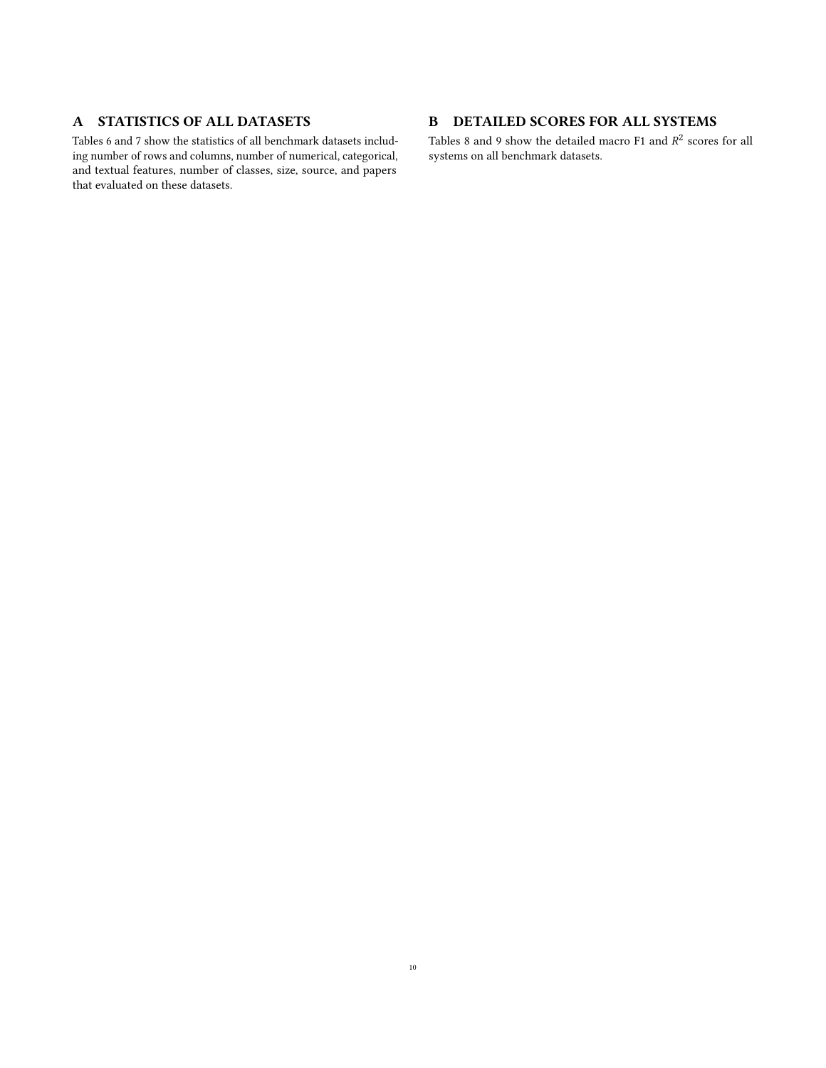## A STATISTICS OF ALL DATASETS

Tables 6 and 7 show the statistics of all benchmark datasets including number of rows and columns, number of numerical, categorical, and textual features, number of classes, size, source, and papers that evaluated on these datasets.

## B DETAILED SCORES FOR ALL SYSTEMS

Tables 8 and 9 show the detailed macro F1 and $R^2$ scores for all systems on all benchmark datasets.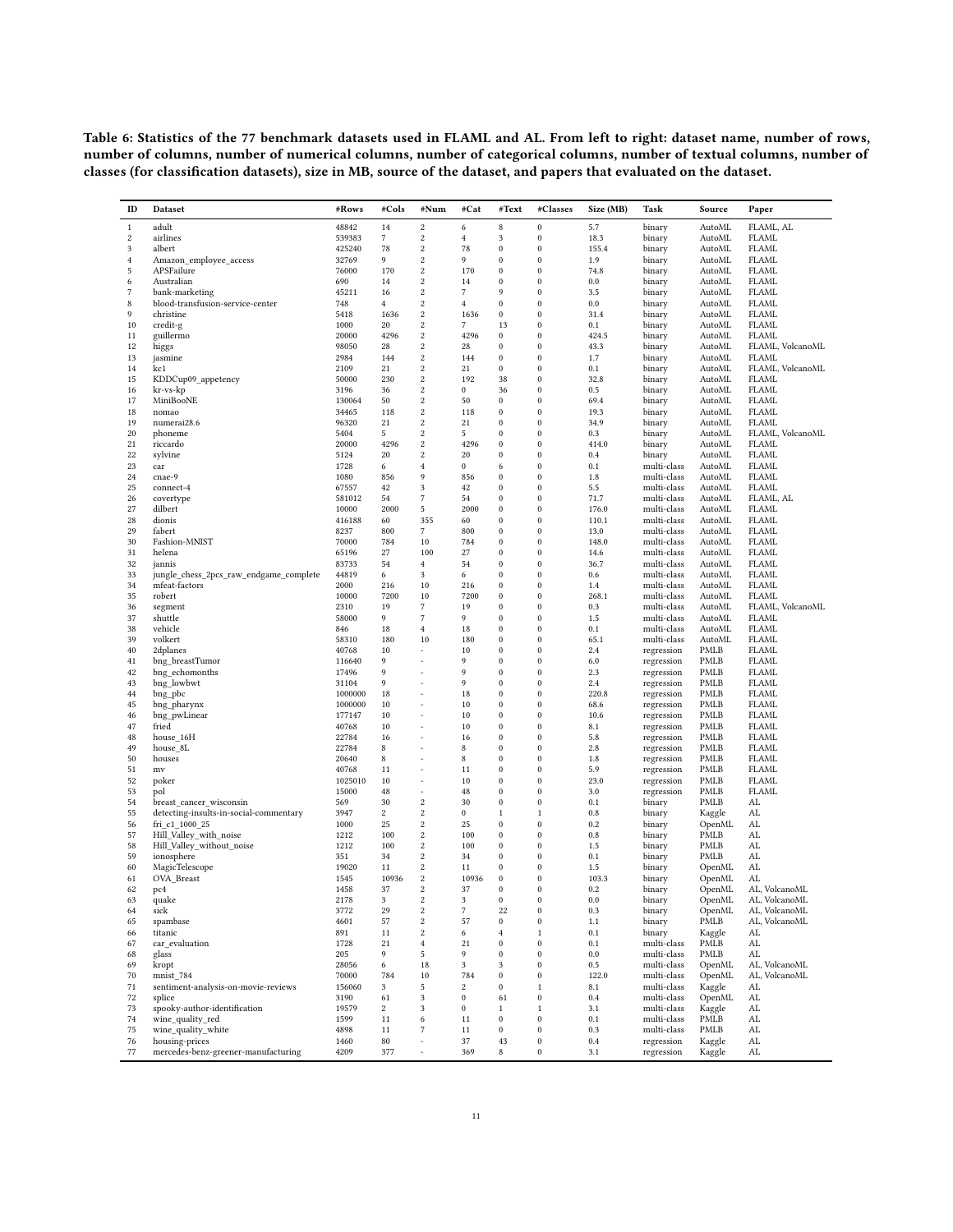**Table 6: Statistics of the 77 benchmark datasets used in FLAML and AL. From left to right: dataset name, number of rows, number of columns, number of numerical columns, number of categorical columns, number of textual columns, number of classes (for classification datasets), size in MB, source of the dataset, and papers that evaluated on the dataset.**

| ID | Dataset | #Rows | #Cols | #Num | #Cat | #Text | #Classes | Size (MB) | Task | Source | Paper |
|---|---|---|---|---|---|---|---|---|---|---|---|
| 1 | adult | 48842 | 14 | 2 | 6 | 8 | 0 | 5.7 | binary | AutoML | FLAML, AL |
| 2 | airlines | 539383 | 7 | 2 | 4 | 3 | 0 | 18.3 | binary | AutoML | FLAML |
| 3 | albert | 425240 | 78 | 2 | 78 | 0 | 0 | 155.4 | binary | AutoML | FLAML |
| 4 | Amazon_employee_access | 32769 | 9 | 2 | 9 | 0 | 0 | 1.9 | binary | AutoML | FLAML |
| 5 | APSFailure | 76000 | 170 | 2 | 170 | 0 | 0 | 74.8 | binary | AutoML | FLAML |
| 6 | Australian | 690 | 14 | 2 | 14 | 0 | 0 | 0.0 | binary | AutoML | FLAML |
| 7 | bank-marketing | 45211 | 16 | 2 | 7 | 9 | 0 | 3.5 | binary | AutoML | FLAML |
| 8 | blood-transfusion-service-center | 748 | 4 | 2 | 4 | 0 | 0 | 0.0 | binary | AutoML | FLAML |
| 9 | christine | 5418 | 1636 | 2 | 1636 | 0 | 0 | 31.4 | binary | AutoML | FLAML |
| 10 | credit-g | 1000 | 20 | 2 | 7 | 13 | 0 | 0.1 | binary | AutoML | FLAML |
| 11 | guillermo | 20000 | 4296 | 2 | 4296 | 0 | 0 | 424.5 | binary | AutoML | FLAML |
| 12 | higgs | 98050 | 28 | 2 | 28 | 0 | 0 | 43.3 | binary | AutoML | FLAML, VolcanoML |
| 13 | jasmine | 2984 | 144 | 2 | 144 | 0 | 0 | 1.7 | binary | AutoML | FLAML |
| 14 | kc1 | 2109 | 21 | 2 | 21 | 0 | 0 | 0.1 | binary | AutoML | FLAML, VolcanoML |
| 15 | KDDCup09_appetency | 50000 | 230 | 2 | 192 | 38 | 0 | 32.8 | binary | AutoML | FLAML |
| 16 | kr-vs-kp | 3196 | 36 | 2 | 0 | 36 | 0 | 0.5 | binary | AutoML | FLAML |
| 17 | MiniBooNE | 130064 | 50 | 2 | 50 | 0 | 0 | 69.4 | binary | AutoML | FLAML |
| 18 | nomao | 34465 | 118 | 2 | 118 | 0 | 0 | 19.3 | binary | AutoML | FLAML |
| 19 | numerai28.6 | 96320 | 21 | 2 | 21 | 0 | 0 | 34.9 | binary | AutoML | FLAML |
| 20 | phoneme | 5404 | 5 | 2 | 5 | 0 | 0 | 0.3 | binary | AutoML | FLAML, VolcanoML |
| 21 | riccardo | 20000 | 4296 | 2 | 4296 | 0 | 0 | 414.0 | binary | AutoML | FLAML |
| 22 | sylvine | 5124 | 20 | 2 | 20 | 0 | 0 | 0.4 | binary | AutoML | FLAML |
| 23 | car | 1728 | 6 | 4 | 0 | 6 | 0 | 0.1 | multi-class | AutoML | FLAML |
| 24 | cnae-9 | 1080 | 856 | 9 | 856 | 0 | 0 | 1.8 | multi-class | AutoML | FLAML |
| 25 | connect-4 | 67557 | 42 | 3 | 42 | 0 | 0 | 5.5 | multi-class | AutoML | FLAML |
| 26 | covertype | 581012 | 54 | 7 | 54 | 0 | 0 | 71.7 | multi-class | AutoML | FLAML, AL |
| 27 | dilbert | 10000 | 2000 | 5 | 2000 | 0 | 0 | 176.0 | multi-class | AutoML | FLAML |
| 28 | dionis | 416188 | 60 | 355 | 60 | 0 | 0 | 110.1 | multi-class | AutoML | FLAML |
| 29 | fabert | 8237 | 800 | 7 | 800 | 0 | 0 | 13.0 | multi-class | AutoML | FLAML |
| 30 | Fashion-MNIST | 70000 | 784 | 10 | 784 | 0 | 0 | 148.0 | multi-class | AutoML | FLAML |
| 31 | helena | 65196 | 27 | 100 | 27 | 0 | 0 | 14.6 | multi-class | AutoML | FLAML |
| 32 | jannis | 83733 | 54 | 4 | 54 | 0 | 0 | 36.7 | multi-class | AutoML | FLAML |
| 33 | jungle_chess_2pcs_raw_endgame_complete | 44819 | 6 | 3 | 6 | 0 | 0 | 0.6 | multi-class | AutoML | FLAML |
| 34 | mfeat-factors | 2000 | 216 | 10 | 216 | 0 | 0 | 1.4 | multi-class | AutoML | FLAML |
| 35 | robert | 10000 | 7200 | 10 | 7200 | 0 | 0 | 268.1 | multi-class | AutoML | FLAML |
| 36 | segment | 2310 | 19 | 7 | 19 | 0 | 0 | 0.3 | multi-class | AutoML | FLAML, VolcanoML |
| 37 | shuttle | 58000 | 9 | 7 | 9 | 0 | 0 | 1.5 | multi-class | AutoML | FLAML |
| 38 | vehicle | 846 | 18 | 4 | 18 | 0 | 0 | 0.1 | multi-class | AutoML | FLAML |
| 39 | volkert | 58310 | 180 | 10 | 180 | 0 | 0 | 65.1 | multi-class | AutoML | FLAML |
| 40 | 2dplanes | 40768 | 10 | - | 10 | 0 | 0 | 2.4 | regression | PMLB | FLAML |
| 41 | bng_breastTumor | 116640 | 9 | - | 9 | 0 | 0 | 6.0 | regression | PMLB | FLAML |
| 42 | bng_echomonths | 17496 | 9 | - | 9 | 0 | 0 | 2.3 | regression | PMLB | FLAML |
| 43 | bng_lowbwt | 31104 | 9 | - | 9 | 0 | 0 | 2.4 | regression | PMLB | FLAML |
| 44 | bng_pbc | 1000000 | 18 | - | 18 | 0 | 0 | 220.8 | regression | PMLB | FLAML |
| 45 | bng_pharynx | 1000000 | 10 | - | 10 | 0 | 0 | 68.6 | regression | PMLB | FLAML |
| 46 | bng_pwLinear | 177147 | 10 | - | 10 | 0 | 0 | 10.6 | regression | PMLB | FLAML |
| 47 | fried | 40768 | 10 | - | 10 | 0 | 0 | 8.1 | regression | PMLB | FLAML |
| 48 | house_16H | 22784 | 16 | - | 16 | 0 | 0 | 5.8 | regression | PMLB | FLAML |
| 49 | house_8L | 22784 | 8 | - | 8 | 0 | 0 | 2.8 | regression | PMLB | FLAML |
| 50 | houses | 20640 | 8 | - | 8 | 0 | 0 | 1.8 | regression | PMLB | FLAML |
| 51 | mv | 40768 | 11 | - | 11 | 0 | 0 | 5.9 | regression | PMLB | FLAML |
| 52 | poker | 1025010 | 10 | - | 10 | 0 | 0 | 23.0 | regression | PMLB | FLAML |
| 53 | pol | 15000 | 48 | - | 48 | 0 | 0 | 3.0 | regression | PMLB | FLAML |
| 54 | breast_cancer_wisconsin | 569 | 30 | 2 | 30 | 0 | 0 | 0.1 | binary | PMLB | AL |
| 55 | detecting-insults-in-social-commentary | 3947 | 2 | 2 | 0 | 1 | 1 | 0.8 | binary | Kaggle | AL |
| 56 | fri_c1_1000_25 | 1000 | 25 | 2 | 25 | 0 | 0 | 0.2 | binary | OpenML | AL |
| 57 | Hill_Valley_with_noise | 1212 | 100 | 2 | 100 | 0 | 0 | 0.8 | binary | PMLB | AL |
| 58 | Hill_Valley_without_noise | 1212 | 100 | 2 | 100 | 0 | 0 | 1.5 | binary | PMLB | AL |
| 59 | ionosphere | 351 | 34 | 2 | 34 | 0 | 0 | 0.1 | binary | PMLB | AL |
| 60 | MagicTelescope | 19020 | 11 | 2 | 11 | 0 | 0 | 1.5 | binary | OpenML | AL |
| 61 | OVA_Breast | 1545 | 10936 | 2 | 10936 | 0 | 0 | 103.3 | binary | OpenML | AL |
| 62 | pc4 | 1458 | 37 | 2 | 37 | 0 | 0 | 0.2 | binary | OpenML | AL, VolcanoML |
| 63 | quake | 2178 | 3 | 2 | 3 | 0 | 0 | 0.0 | binary | OpenML | AL, VolcanoML |
| 64 | sick | 3772 | 29 | 2 | 7 | 22 | 0 | 0.3 | binary | OpenML | AL, VolcanoML |
| 65 | spambase | 4601 | 57 | 2 | 57 | 0 | 0 | 1.1 | binary | PMLB | AL, VolcanoML |
| 66 | titanic | 891 | 11 | 2 | 6 | 4 | 1 | 0.1 | binary | Kaggle | AL |
| 67 | car_evaluation | 1728 | 21 | 4 | 21 | 0 | 0 | 0.1 | multi-class | PMLB | AL |
| 68 | glass | 205 | 9 | 5 | 9 | 0 | 0 | 0.0 | multi-class | PMLB | AL |
| 69 | kropt | 28056 | 6 | 18 | 3 | 3 | 0 | 0.5 | multi-class | OpenML | AL, VolcanoML |
| 70 | mnist_784 | 70000 | 784 | 10 | 784 | 0 | 0 | 122.0 | multi-class | OpenML | AL, VolcanoML |
| 71 | sentiment-analysis-on-movie-reviews | 156060 | 3 | 5 | 2 | 0 | 1 | 8.1 | multi-class | Kaggle | AL |
| 72 | splice | 3190 | 61 | 3 | 0 | 61 | 0 | 0.4 | multi-class | OpenML | AL |
| 73 | spooky-author-identification | 19579 | 2 | 3 | 0 | 1 | 1 | 3.1 | multi-class | Kaggle | AL |
| 74 | wine_quality_red | 1599 | 11 | 6 | 11 | 0 | 0 | 0.1 | multi-class | PMLB | AL |
| 75 | wine_quality_white | 4898 | 11 | 7 | 11 | 0 | 0 | 0.3 | multi-class | PMLB | AL |
| 76 | housing-prices | 1460 | 80 | - | 37 | 43 | 0 | 0.4 | regression | Kaggle | AL |
| 77 | mercedes-benz-greener-manufacturing | 4209 | 377 | - | 369 | 8 | 0 | 3.1 | regression | Kaggle | AL |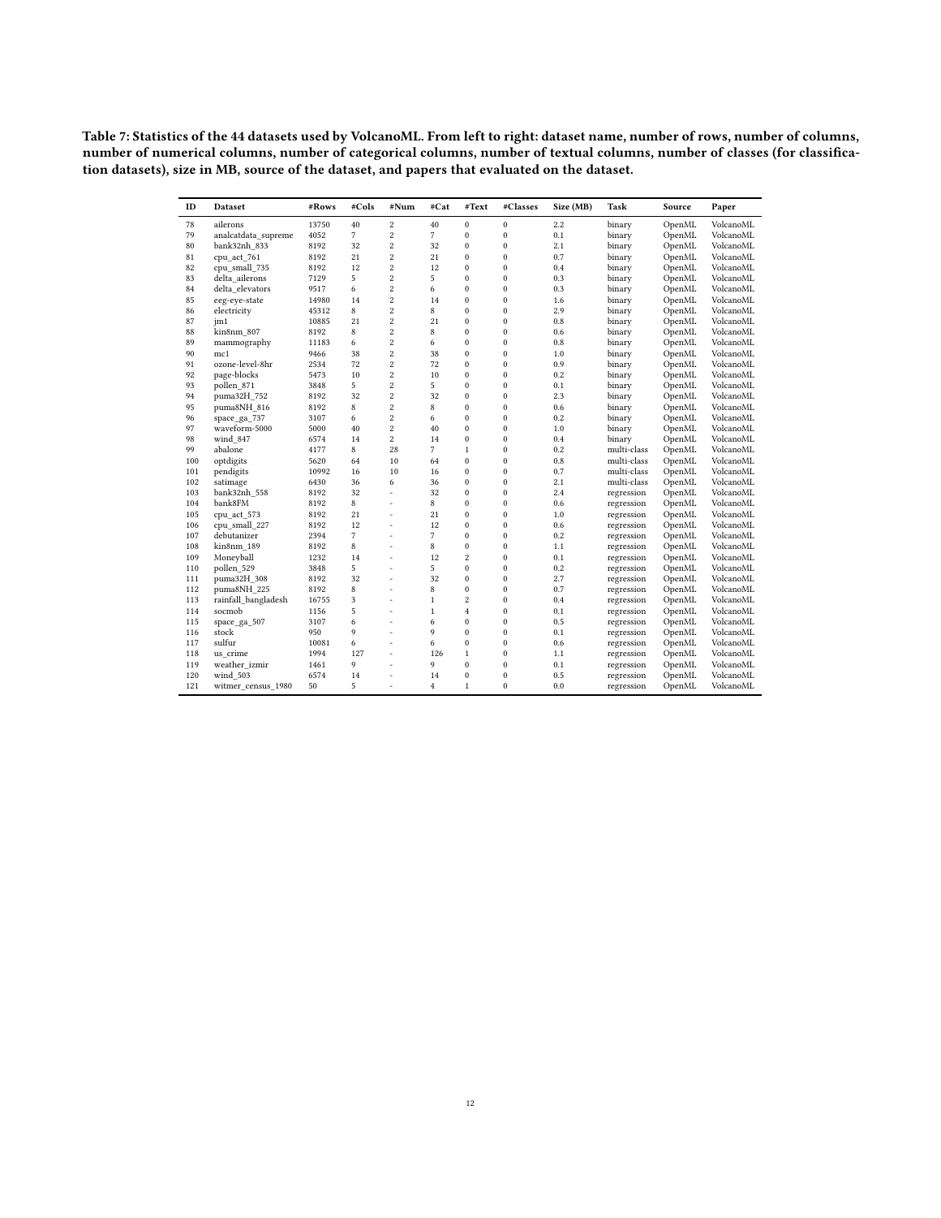**Table 7: Statistics of the 44 datasets used by VolcanoML. From left to right: dataset name, number of rows, number of columns, number of numerical columns, number of categorical columns, number of textual columns, number of classes (for classification datasets), size in MB, source of the dataset, and papers that evaluated on the dataset.**

| ID | Dataset | #Rows | #Cols | #Num | #Cat | #Text | #Classes | Size (MB) | Task | Source | Paper |
|---|---|---|---|---|---|---|---|---|---|---|---|
| 78 | ailerons | 13750 | 40 | 2 | 40 | 0 | 0 | 2.2 | binary | OpenML | VolcanoML |
| 79 | analcatdata_supreme | 4052 | 7 | 2 | 7 | 0 | 0 | 0.1 | binary | OpenML | VolcanoML |
| 80 | bank32nh_833 | 8192 | 32 | 2 | 32 | 0 | 0 | 2.1 | binary | OpenML | VolcanoML |
| 81 | cpu_act_761 | 8192 | 21 | 2 | 21 | 0 | 0 | 0.7 | binary | OpenML | VolcanoML |
| 82 | cpu_small_735 | 8192 | 12 | 2 | 12 | 0 | 0 | 0.4 | binary | OpenML | VolcanoML |
| 83 | delta_ailerons | 7129 | 5 | 2 | 5 | 0 | 0 | 0.3 | binary | OpenML | VolcanoML |
| 84 | delta_elevators | 9517 | 6 | 2 | 6 | 0 | 0 | 0.3 | binary | OpenML | VolcanoML |
| 85 | eeg-eye-state | 14980 | 14 | 2 | 14 | 0 | 0 | 1.6 | binary | OpenML | VolcanoML |
| 86 | electricity | 45312 | 8 | 2 | 8 | 0 | 0 | 2.9 | binary | OpenML | VolcanoML |
| 87 | jm1 | 10885 | 21 | 2 | 21 | 0 | 0 | 0.8 | binary | OpenML | VolcanoML |
| 88 | kin8nm_807 | 8192 | 8 | 2 | 8 | 0 | 0 | 0.6 | binary | OpenML | VolcanoML |
| 89 | mammography | 11183 | 6 | 2 | 6 | 0 | 0 | 0.8 | binary | OpenML | VolcanoML |
| 90 | mc1 | 9466 | 38 | 2 | 38 | 0 | 0 | 1.0 | binary | OpenML | VolcanoML |
| 91 | ozone-level-8hr | 2534 | 72 | 2 | 72 | 0 | 0 | 0.9 | binary | OpenML | VolcanoML |
| 92 | page-blocks | 5473 | 10 | 2 | 10 | 0 | 0 | 0.2 | binary | OpenML | VolcanoML |
| 93 | pollen_871 | 3848 | 5 | 2 | 5 | 0 | 0 | 0.1 | binary | OpenML | VolcanoML |
| 94 | puma32H_752 | 8192 | 32 | 2 | 32 | 0 | 0 | 2.3 | binary | OpenML | VolcanoML |
| 95 | puma8NH_816 | 8192 | 8 | 2 | 8 | 0 | 0 | 0.6 | binary | OpenML | VolcanoML |
| 96 | space_ga_737 | 3107 | 6 | 2 | 6 | 0 | 0 | 0.2 | binary | OpenML | VolcanoML |
| 97 | waveform-5000 | 5000 | 40 | 2 | 40 | 0 | 0 | 1.0 | binary | OpenML | VolcanoML |
| 98 | wind_847 | 6574 | 14 | 2 | 14 | 0 | 0 | 0.4 | binary | OpenML | VolcanoML |
| 99 | abalone | 4177 | 8 | 28 | 7 | 1 | 0 | 0.2 | multi-class | OpenML | VolcanoML |
| 100 | optdigits | 5620 | 64 | 10 | 64 | 0 | 0 | 0.8 | multi-class | OpenML | VolcanoML |
| 101 | pendigits | 10992 | 16 | 10 | 16 | 0 | 0 | 0.7 | multi-class | OpenML | VolcanoML |
| 102 | satimage | 6430 | 36 | 6 | 36 | 0 | 0 | 2.1 | multi-class | OpenML | VolcanoML |
| 103 | bank32nh_558 | 8192 | 32 | - | 32 | 0 | 0 | 2.4 | regression | OpenML | VolcanoML |
| 104 | bank8FM | 8192 | 8 | - | 8 | 0 | 0 | 0.6 | regression | OpenML | VolcanoML |
| 105 | cpu_act_573 | 8192 | 21 | - | 21 | 0 | 0 | 1.0 | regression | OpenML | VolcanoML |
| 106 | cpu_small_227 | 8192 | 12 | - | 12 | 0 | 0 | 0.6 | regression | OpenML | VolcanoML |
| 107 | debutanizer | 2394 | 7 | - | 7 | 0 | 0 | 0.2 | regression | OpenML | VolcanoML |
| 108 | kin8nm_189 | 8192 | 8 | - | 8 | 0 | 0 | 1.1 | regression | OpenML | VolcanoML |
| 109 | Moneyball | 1232 | 14 | - | 12 | 2 | 0 | 0.1 | regression | OpenML | VolcanoML |
| 110 | pollen_529 | 3848 | 5 | - | 5 | 0 | 0 | 0.2 | regression | OpenML | VolcanoML |
| 111 | puma32H_308 | 8192 | 32 | - | 32 | 0 | 0 | 2.7 | regression | OpenML | VolcanoML |
| 112 | puma8NH_225 | 8192 | 8 | - | 8 | 0 | 0 | 0.7 | regression | OpenML | VolcanoML |
| 113 | rainfall_bangladesh | 16755 | 3 | - | 1 | 2 | 0 | 0.4 | regression | OpenML | VolcanoML |
| 114 | socmob | 1156 | 5 | - | 1 | 4 | 0 | 0.1 | regression | OpenML | VolcanoML |
| 115 | space_ga_507 | 3107 | 6 | - | 6 | 0 | 0 | 0.5 | regression | OpenML | VolcanoML |
| 116 | stock | 950 | 9 | - | 9 | 0 | 0 | 0.1 | regression | OpenML | VolcanoML |
| 117 | sulfur | 10081 | 6 | - | 6 | 0 | 0 | 0.6 | regression | OpenML | VolcanoML |
| 118 | us_crime | 1994 | 127 | - | 126 | 1 | 0 | 1.1 | regression | OpenML | VolcanoML |
| 119 | weather_izmir | 1461 | 9 | - | 9 | 0 | 0 | 0.1 | regression | OpenML | VolcanoML |
| 120 | wind_503 | 6574 | 14 | - | 14 | 0 | 0 | 0.5 | regression | OpenML | VolcanoML |
| 121 | witmer_census_1980 | 50 | 5 | - | 4 | 1 | 0 | 0.0 | regression | OpenML | VolcanoML |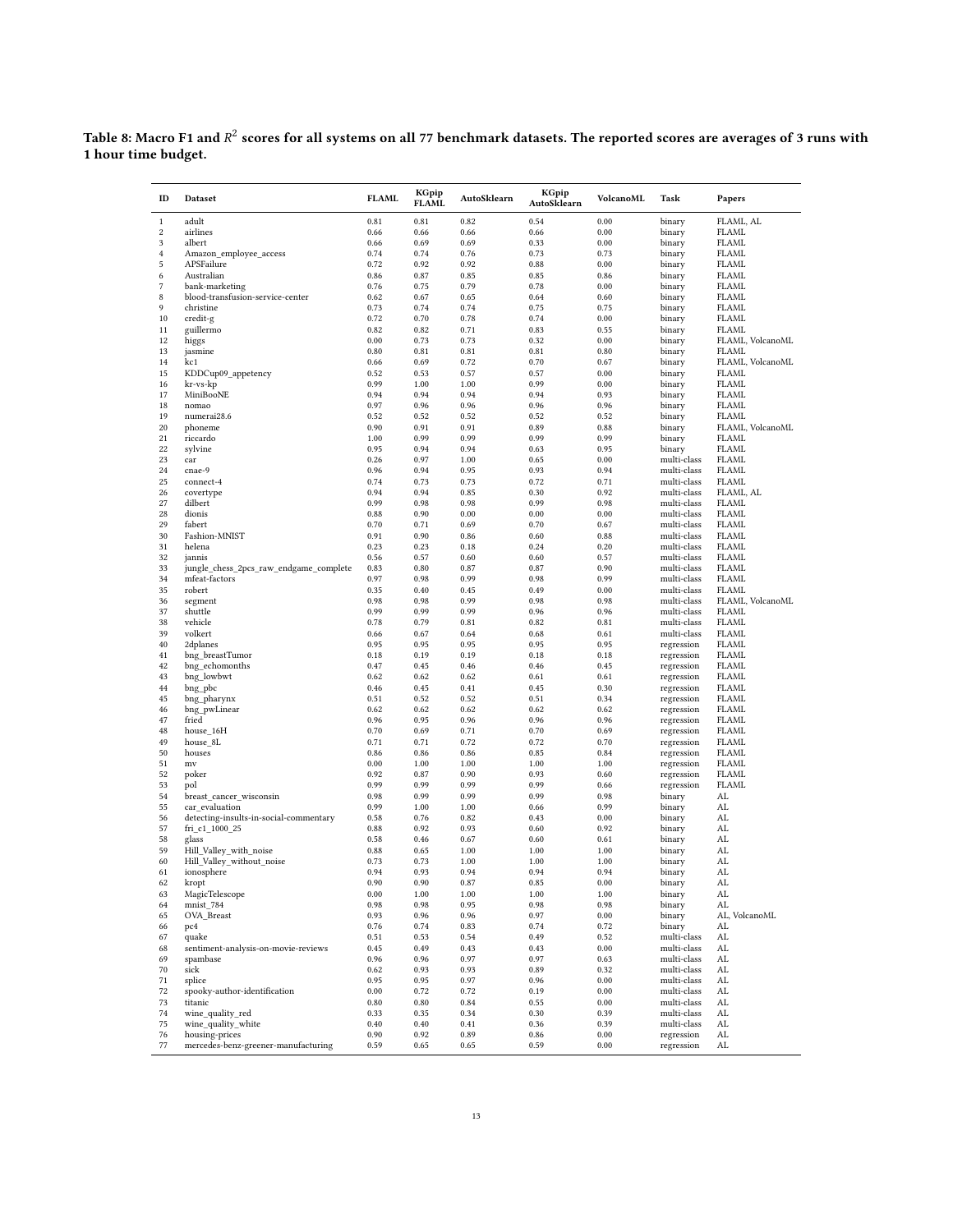**Table 8: Macro F1 and $R^2$ scores for all systems on all 77 benchmark datasets. The reported scores are averages of 3 runs with 1 hour time budget.**

| ID | Dataset | FLAML | KGpip FLAML | AutoSklearn | KGpip AutoSklearn | VolcanoML | Task | Papers |
|---|---|---|---|---|---|---|---|---|
| 1 | adult | 0.81 | 0.81 | 0.82 | 0.54 | 0.00 | binary | FLAML, AL |
| 2 | airlines | 0.66 | 0.66 | 0.66 | 0.66 | 0.00 | binary | FLAML |
| 3 | albert | 0.66 | 0.69 | 0.69 | 0.33 | 0.00 | binary | FLAML |
| 4 | Amazon_employee_access | 0.74 | 0.74 | 0.76 | 0.73 | 0.73 | binary | FLAML |
| 5 | APSFailure | 0.72 | 0.92 | 0.92 | 0.88 | 0.00 | binary | FLAML |
| 6 | Australian | 0.86 | 0.87 | 0.85 | 0.85 | 0.86 | binary | FLAML |
| 7 | bank-marketing | 0.76 | 0.75 | 0.79 | 0.78 | 0.00 | binary | FLAML |
| 8 | blood-transfusion-service-center | 0.62 | 0.67 | 0.65 | 0.64 | 0.60 | binary | FLAML |
| 9 | christine | 0.73 | 0.74 | 0.74 | 0.75 | 0.75 | binary | FLAML |
| 10 | credit-g | 0.72 | 0.70 | 0.78 | 0.74 | 0.00 | binary | FLAML |
| 11 | guillermo | 0.82 | 0.82 | 0.71 | 0.83 | 0.55 | binary | FLAML |
| 12 | higgs | 0.00 | 0.73 | 0.73 | 0.32 | 0.00 | binary | FLAML, VolcanoML |
| 13 | jasmine | 0.80 | 0.81 | 0.81 | 0.81 | 0.80 | binary | FLAML |
| 14 | kc1 | 0.66 | 0.69 | 0.72 | 0.70 | 0.67 | binary | FLAML, VolcanoML |
| 15 | KDDCup09_appetency | 0.52 | 0.53 | 0.57 | 0.57 | 0.00 | binary | FLAML |
| 16 | kr-vs-kp | 0.99 | 1.00 | 1.00 | 0.99 | 0.00 | binary | FLAML |
| 17 | MiniBooNE | 0.94 | 0.94 | 0.94 | 0.94 | 0.93 | binary | FLAML |
| 18 | nomao | 0.97 | 0.96 | 0.96 | 0.96 | 0.96 | binary | FLAML |
| 19 | numerai28.6 | 0.52 | 0.52 | 0.52 | 0.52 | 0.52 | binary | FLAML |
| 20 | phoneme | 0.90 | 0.91 | 0.91 | 0.89 | 0.88 | binary | FLAML, VolcanoML |
| 21 | riccardo | 1.00 | 0.99 | 0.99 | 0.99 | 0.99 | binary | FLAML |
| 22 | sylvine | 0.95 | 0.94 | 0.94 | 0.63 | 0.95 | binary | FLAML |
| 23 | car | 0.26 | 0.97 | 1.00 | 0.65 | 0.00 | multi-class | FLAML |
| 24 | cnae-9 | 0.96 | 0.94 | 0.95 | 0.93 | 0.94 | multi-class | FLAML |
| 25 | connect-4 | 0.74 | 0.73 | 0.73 | 0.72 | 0.71 | multi-class | FLAML |
| 26 | covertype | 0.94 | 0.94 | 0.85 | 0.30 | 0.92 | multi-class | FLAML, AL |
| 27 | dilbert | 0.99 | 0.98 | 0.98 | 0.99 | 0.98 | multi-class | FLAML |
| 28 | dionis | 0.88 | 0.90 | 0.00 | 0.00 | 0.00 | multi-class | FLAML |
| 29 | fabert | 0.70 | 0.71 | 0.69 | 0.70 | 0.67 | multi-class | FLAML |
| 30 | Fashion-MNIST | 0.91 | 0.90 | 0.86 | 0.60 | 0.88 | multi-class | FLAML |
| 31 | helena | 0.23 | 0.23 | 0.18 | 0.24 | 0.20 | multi-class | FLAML |
| 32 | jannis | 0.56 | 0.57 | 0.60 | 0.60 | 0.57 | multi-class | FLAML |
| 33 | jungle_chess_2pcs_raw_endgame_complete | 0.83 | 0.80 | 0.87 | 0.87 | 0.90 | multi-class | FLAML |
| 34 | mfeat-factors | 0.97 | 0.98 | 0.99 | 0.98 | 0.99 | multi-class | FLAML |
| 35 | robert | 0.35 | 0.40 | 0.45 | 0.49 | 0.00 | multi-class | FLAML |
| 36 | segment | 0.98 | 0.98 | 0.99 | 0.98 | 0.98 | multi-class | FLAML, VolcanoML |
| 37 | shuttle | 0.99 | 0.99 | 0.99 | 0.96 | 0.96 | multi-class | FLAML |
| 38 | vehicle | 0.78 | 0.79 | 0.81 | 0.82 | 0.81 | multi-class | FLAML |
| 39 | volkert | 0.66 | 0.67 | 0.64 | 0.68 | 0.61 | multi-class | FLAML |
| 40 | 2dplanes | 0.95 | 0.95 | 0.95 | 0.95 | 0.95 | regression | FLAML |
| 41 | bng_breastTumor | 0.18 | 0.19 | 0.19 | 0.18 | 0.18 | regression | FLAML |
| 42 | bng_echomonths | 0.47 | 0.45 | 0.46 | 0.46 | 0.45 | regression | FLAML |
| 43 | bng_lowbwt | 0.62 | 0.62 | 0.62 | 0.61 | 0.61 | regression | FLAML |
| 44 | bng_pbc | 0.46 | 0.45 | 0.41 | 0.45 | 0.30 | regression | FLAML |
| 45 | bng_pharynx | 0.51 | 0.52 | 0.52 | 0.51 | 0.34 | regression | FLAML |
| 46 | bng_pwLinear | 0.62 | 0.62 | 0.62 | 0.62 | 0.62 | regression | FLAML |
| 47 | fried | 0.96 | 0.95 | 0.96 | 0.96 | 0.96 | regression | FLAML |
| 48 | house_16H | 0.70 | 0.69 | 0.71 | 0.70 | 0.69 | regression | FLAML |
| 49 | house_8L | 0.71 | 0.71 | 0.72 | 0.72 | 0.70 | regression | FLAML |
| 50 | houses | 0.86 | 0.86 | 0.86 | 0.85 | 0.84 | regression | FLAML |
| 51 | mv | 0.00 | 1.00 | 1.00 | 1.00 | 1.00 | regression | FLAML |
| 52 | poker | 0.92 | 0.87 | 0.90 | 0.93 | 0.60 | regression | FLAML |
| 53 | pol | 0.99 | 0.99 | 0.99 | 0.99 | 0.66 | regression | FLAML |
| 54 | breast_cancer_wisconsin | 0.98 | 0.99 | 0.99 | 0.99 | 0.98 | binary | AL |
| 55 | car_evaluation | 0.99 | 1.00 | 1.00 | 0.66 | 0.99 | binary | AL |
| 56 | detecting-insults-in-social-commentary | 0.58 | 0.76 | 0.82 | 0.43 | 0.00 | binary | AL |
| 57 | fri_c1_1000_25 | 0.88 | 0.92 | 0.93 | 0.60 | 0.92 | binary | AL |
| 58 | glass | 0.58 | 0.46 | 0.67 | 0.60 | 0.61 | binary | AL |
| 59 | Hill_Valley_with_noise | 0.88 | 0.65 | 1.00 | 1.00 | 1.00 | binary | AL |
| 60 | Hill_Valley_without_noise | 0.73 | 0.73 | 1.00 | 1.00 | 1.00 | binary | AL |
| 61 | ionosphere | 0.94 | 0.93 | 0.94 | 0.94 | 0.94 | binary | AL |
| 62 | kropt | 0.90 | 0.90 | 0.87 | 0.85 | 0.00 | binary | AL |
| 63 | MagicTelescope | 0.00 | 1.00 | 1.00 | 1.00 | 1.00 | binary | AL |
| 64 | mnist_784 | 0.98 | 0.98 | 0.95 | 0.98 | 0.98 | binary | AL |
| 65 | OVA_Breast | 0.93 | 0.96 | 0.96 | 0.97 | 0.00 | binary | AL, VolcanoML |
| 66 | pc4 | 0.76 | 0.74 | 0.83 | 0.74 | 0.72 | binary | AL |
| 67 | quake | 0.51 | 0.53 | 0.54 | 0.49 | 0.52 | multi-class | AL |
| 68 | sentiment-analysis-on-movie-reviews | 0.45 | 0.49 | 0.43 | 0.43 | 0.00 | multi-class | AL |
| 69 | spambase | 0.96 | 0.96 | 0.97 | 0.97 | 0.63 | multi-class | AL |
| 70 | sick | 0.62 | 0.93 | 0.93 | 0.89 | 0.32 | multi-class | AL |
| 71 | splice | 0.95 | 0.95 | 0.97 | 0.96 | 0.00 | multi-class | AL |
| 72 | spooky-author-identification | 0.00 | 0.72 | 0.72 | 0.19 | 0.00 | multi-class | AL |
| 73 | titanic | 0.80 | 0.80 | 0.84 | 0.55 | 0.00 | multi-class | AL |
| 74 | wine_quality_red | 0.33 | 0.35 | 0.34 | 0.30 | 0.39 | multi-class | AL |
| 75 | wine_quality_white | 0.40 | 0.40 | 0.41 | 0.36 | 0.39 | multi-class | AL |
| 76 | housing-prices | 0.90 | 0.92 | 0.89 | 0.86 | 0.00 | regression | AL |
| 77 | mercedes-benz-greener-manufacturing | 0.59 | 0.65 | 0.65 | 0.59 | 0.00 | regression | AL |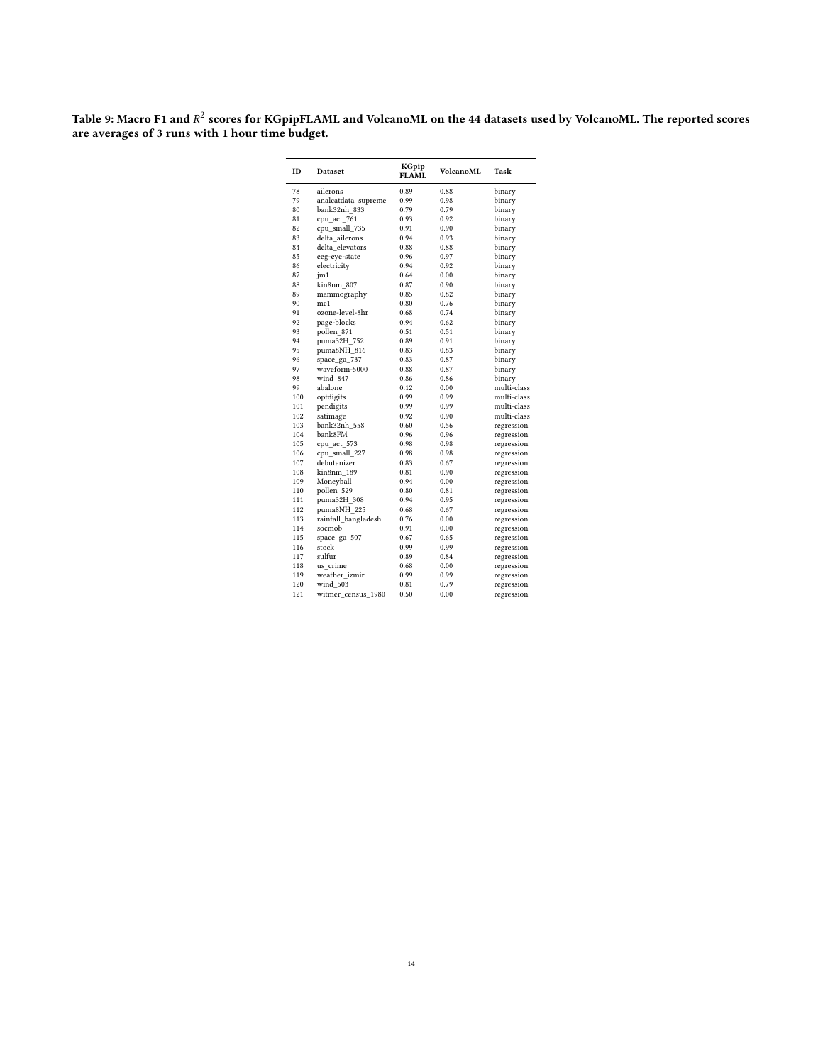**Table 9: Macro F1 and $R^2$ scores for KGpipFLAML and VolcanoML on the 44 datasets used by VolcanoML. The reported scores are averages of 3 runs with 1 hour time budget.**

| ID | Dataset | KGpip FLAML | VolcanoML | Task |
|---|---|---|---|---|
| 78 | ailerons | 0.89 | 0.88 | binary |
| 79 | analcatdata_supreme | 0.99 | 0.98 | binary |
| 80 | bank32nh_833 | 0.79 | 0.79 | binary |
| 81 | cpu_act_761 | 0.93 | 0.92 | binary |
| 82 | cpu_small_735 | 0.91 | 0.90 | binary |
| 83 | delta_ailerons | 0.94 | 0.93 | binary |
| 84 | delta_elevators | 0.88 | 0.88 | binary |
| 85 | eeg-eye-state | 0.96 | 0.97 | binary |
| 86 | electricity | 0.94 | 0.92 | binary |
| 87 | jm1 | 0.64 | 0.00 | binary |
| 88 | kin8nm_807 | 0.87 | 0.90 | binary |
| 89 | mammography | 0.85 | 0.82 | binary |
| 90 | mc1 | 0.80 | 0.76 | binary |
| 91 | ozone-level-8hr | 0.68 | 0.74 | binary |
| 92 | page-blocks | 0.94 | 0.62 | binary |
| 93 | pollen_871 | 0.51 | 0.51 | binary |
| 94 | puma32H_752 | 0.89 | 0.91 | binary |
| 95 | puma8NH_816 | 0.83 | 0.83 | binary |
| 96 | space_ga_737 | 0.83 | 0.87 | binary |
| 97 | waveform-5000 | 0.88 | 0.87 | binary |
| 98 | wind_847 | 0.86 | 0.86 | binary |
| 99 | abalone | 0.12 | 0.00 | multi-class |
| 100 | optdigits | 0.99 | 0.99 | multi-class |
| 101 | pendigits | 0.99 | 0.99 | multi-class |
| 102 | satimage | 0.92 | 0.90 | multi-class |
| 103 | bank32nh_558 | 0.60 | 0.56 | regression |
| 104 | bank8FM | 0.96 | 0.96 | regression |
| 105 | cpu_act_573 | 0.98 | 0.98 | regression |
| 106 | cpu_small_227 | 0.98 | 0.98 | regression |
| 107 | debutanizer | 0.83 | 0.67 | regression |
| 108 | kin8nm_189 | 0.81 | 0.90 | regression |
| 109 | Moneyball | 0.94 | 0.00 | regression |
| 110 | pollen_529 | 0.80 | 0.81 | regression |
| 111 | puma32H_308 | 0.94 | 0.95 | regression |
| 112 | puma8NH_225 | 0.68 | 0.67 | regression |
| 113 | rainfall_bangladesh | 0.76 | 0.00 | regression |
| 114 | socmob | 0.91 | 0.00 | regression |
| 115 | space_ga_507 | 0.67 | 0.65 | regression |
| 116 | stock | 0.99 | 0.99 | regression |
| 117 | sulfur | 0.89 | 0.84 | regression |
| 118 | us_crime | 0.68 | 0.00 | regression |
| 119 | weather_izmir | 0.99 | 0.99 | regression |
| 120 | wind_503 | 0.81 | 0.79 | regression |
| 121 | witmer_census_1980 | 0.50 | 0.00 | regression |